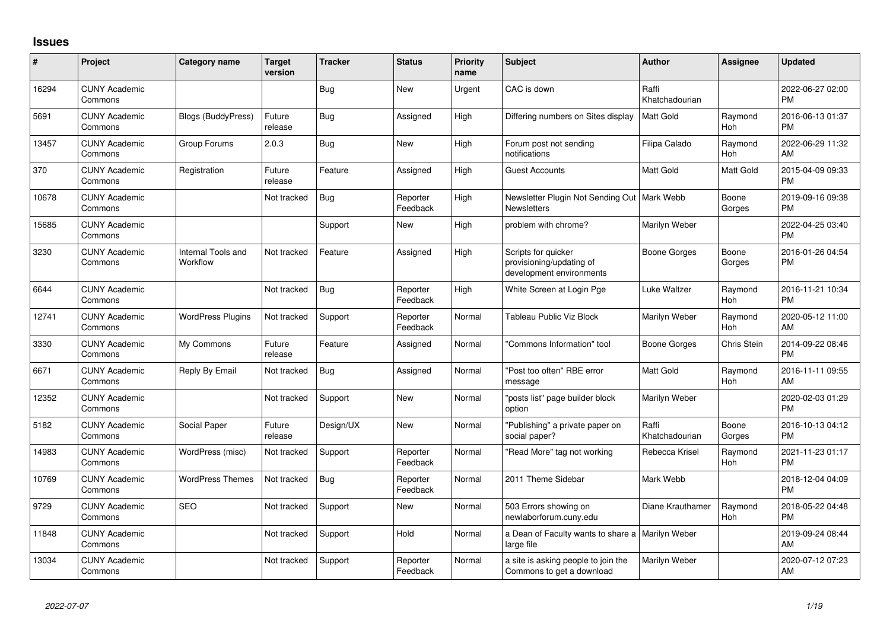## Issues

| # | Project | Category name | Target version | Tracker | Status | Priority name | Subject | Author | Assignee | Updated |
|---|---|---|---|---|---|---|---|---|---|---|
| 16294 | CUNY Academic Commons | | | Bug | New | Urgent | CAC is down | Raffi Khatchadourian | | 2022-06-27 02:00 PM |
| 5691 | CUNY Academic Commons | Blogs (BuddyPress) | Future release | Bug | Assigned | High | Differing numbers on Sites display | Matt Gold | Raymond Hoh | 2016-06-13 01:37 PM |
| 13457 | CUNY Academic Commons | Group Forums | 2.0.3 | Bug | New | High | Forum post not sending notifications | Filipa Calado | Raymond Hoh | 2022-06-29 11:32 AM |
| 370 | CUNY Academic Commons | Registration | Future release | Feature | Assigned | High | Guest Accounts | Matt Gold | Matt Gold | 2015-04-09 09:33 PM |
| 10678 | CUNY Academic Commons | | Not tracked | Bug | Reporter Feedback | High | Newsletter Plugin Not Sending Out Newsletters | Mark Webb | Boone Gorges | 2019-09-16 09:38 PM |
| 15685 | CUNY Academic Commons | | | Support | New | High | problem with chrome? | Marilyn Weber | | 2022-04-25 03:40 PM |
| 3230 | CUNY Academic Commons | Internal Tools and Workflow | Not tracked | Feature | Assigned | High | Scripts for quicker provisioning/updating of development environments | Boone Gorges | Boone Gorges | 2016-01-26 04:54 PM |
| 6644 | CUNY Academic Commons | | Not tracked | Bug | Reporter Feedback | High | White Screen at Login Pge | Luke Waltzer | Raymond Hoh | 2016-11-21 10:34 PM |
| 12741 | CUNY Academic Commons | WordPress Plugins | Not tracked | Support | Reporter Feedback | Normal | Tableau Public Viz Block | Marilyn Weber | Raymond Hoh | 2020-05-12 11:00 AM |
| 3330 | CUNY Academic Commons | My Commons | Future release | Feature | Assigned | Normal | "Commons Information" tool | Boone Gorges | Chris Stein | 2014-09-22 08:46 PM |
| 6671 | CUNY Academic Commons | Reply By Email | Not tracked | Bug | Assigned | Normal | "Post too often" RBE error message | Matt Gold | Raymond Hoh | 2016-11-11 09:55 AM |
| 12352 | CUNY Academic Commons | | Not tracked | Support | New | Normal | "posts list" page builder block option | Marilyn Weber | | 2020-02-03 01:29 PM |
| 5182 | CUNY Academic Commons | Social Paper | Future release | Design/UX | New | Normal | "Publishing" a private paper on social paper? | Raffi Khatchadourian | Boone Gorges | 2016-10-13 04:12 PM |
| 14983 | CUNY Academic Commons | WordPress (misc) | Not tracked | Support | Reporter Feedback | Normal | "Read More" tag not working | Rebecca Krisel | Raymond Hoh | 2021-11-23 01:17 PM |
| 10769 | CUNY Academic Commons | WordPress Themes | Not tracked | Bug | Reporter Feedback | Normal | 2011 Theme Sidebar | Mark Webb | | 2018-12-04 04:09 PM |
| 9729 | CUNY Academic Commons | SEO | Not tracked | Support | New | Normal | 503 Errors showing on newlaborforum.cuny.edu | Diane Krauthamer | Raymond Hoh | 2018-05-22 04:48 PM |
| 11848 | CUNY Academic Commons | | Not tracked | Support | Hold | Normal | a Dean of Faculty wants to share a large file | Marilyn Weber | | 2019-09-24 08:44 AM |
| 13034 | CUNY Academic Commons | | Not tracked | Support | Reporter Feedback | Normal | a site is asking people to join the Commons to get a download | Marilyn Weber | | 2020-07-12 07:23 AM |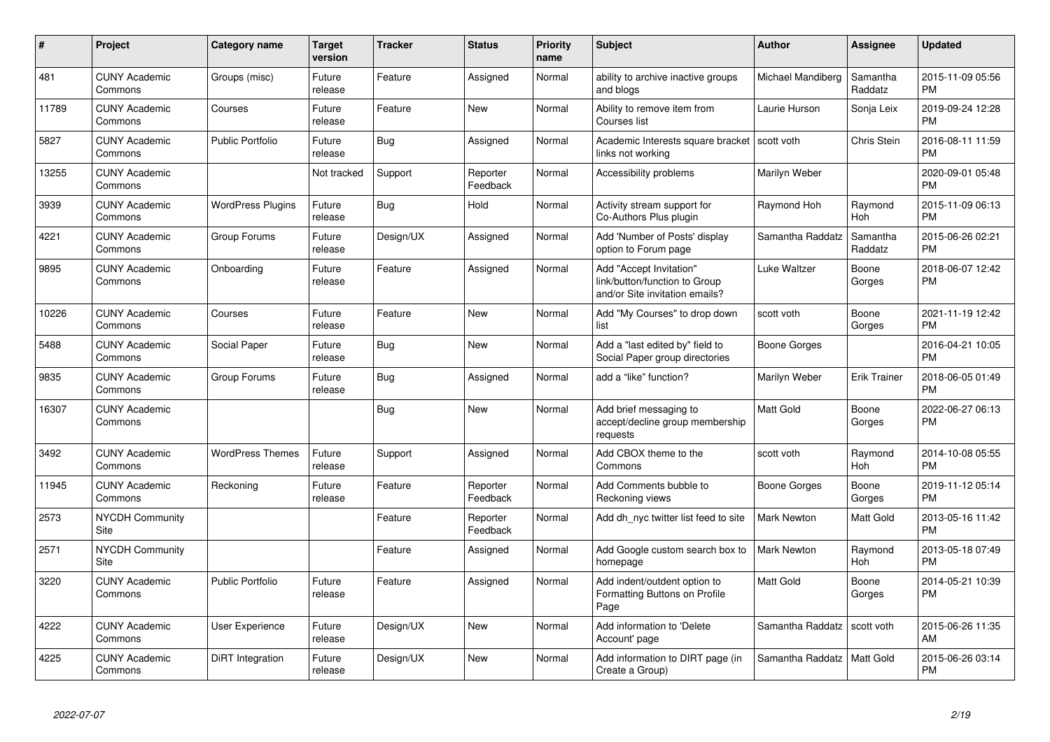| # | Project | Category name | Target version | Tracker | Status | Priority name | Subject | Author | Assignee | Updated |
|---|---|---|---|---|---|---|---|---|---|---|
| 481 | CUNY Academic Commons | Groups (misc) | Future release | Feature | Assigned | Normal | ability to archive inactive groups and blogs | Michael Mandiberg | Samantha Raddatz | 2015-11-09 05:56 PM |
| 11789 | CUNY Academic Commons | Courses | Future release | Feature | New | Normal | Ability to remove item from Courses list | Laurie Hurson | Sonja Leix | 2019-09-24 12:28 PM |
| 5827 | CUNY Academic Commons | Public Portfolio | Future release | Bug | Assigned | Normal | Academic Interests square bracket links not working | scott voth | Chris Stein | 2016-08-11 11:59 PM |
| 13255 | CUNY Academic Commons | | Not tracked | Support | Reporter Feedback | Normal | Accessibility problems | Marilyn Weber | | 2020-09-01 05:48 PM |
| 3939 | CUNY Academic Commons | WordPress Plugins | Future release | Bug | Hold | Normal | Activity stream support for Co-Authors Plus plugin | Raymond Hoh | Raymond Hoh | 2015-11-09 06:13 PM |
| 4221 | CUNY Academic Commons | Group Forums | Future release | Design/UX | Assigned | Normal | Add 'Number of Posts' display option to Forum page | Samantha Raddatz | Samantha Raddatz | 2015-06-26 02:21 PM |
| 9895 | CUNY Academic Commons | Onboarding | Future release | Feature | Assigned | Normal | Add "Accept Invitation" link/button/function to Group and/or Site invitation emails? | Luke Waltzer | Boone Gorges | 2018-06-07 12:42 PM |
| 10226 | CUNY Academic Commons | Courses | Future release | Feature | New | Normal | Add "My Courses" to drop down list | scott voth | Boone Gorges | 2021-11-19 12:42 PM |
| 5488 | CUNY Academic Commons | Social Paper | Future release | Bug | New | Normal | Add a "last edited by" field to Social Paper group directories | Boone Gorges | | 2016-04-21 10:05 PM |
| 9835 | CUNY Academic Commons | Group Forums | Future release | Bug | Assigned | Normal | add a "like" function? | Marilyn Weber | Erik Trainer | 2018-06-05 01:49 PM |
| 16307 | CUNY Academic Commons | | | Bug | New | Normal | Add brief messaging to accept/decline group membership requests | Matt Gold | Boone Gorges | 2022-06-27 06:13 PM |
| 3492 | CUNY Academic Commons | WordPress Themes | Future release | Support | Assigned | Normal | Add CBOX theme to the Commons | scott voth | Raymond Hoh | 2014-10-08 05:55 PM |
| 11945 | CUNY Academic Commons | Reckoning | Future release | Feature | Reporter Feedback | Normal | Add Comments bubble to Reckoning views | Boone Gorges | Boone Gorges | 2019-11-12 05:14 PM |
| 2573 | NYCDH Community Site | | | Feature | Reporter Feedback | Normal | Add dh_nyc twitter list feed to site | Mark Newton | Matt Gold | 2013-05-16 11:42 PM |
| 2571 | NYCDH Community Site | | | Feature | Assigned | Normal | Add Google custom search box to homepage | Mark Newton | Raymond Hoh | 2013-05-18 07:49 PM |
| 3220 | CUNY Academic Commons | Public Portfolio | Future release | Feature | Assigned | Normal | Add indent/outdent option to Formatting Buttons on Profile Page | Matt Gold | Boone Gorges | 2014-05-21 10:39 PM |
| 4222 | CUNY Academic Commons | User Experience | Future release | Design/UX | New | Normal | Add information to 'Delete Account' page | Samantha Raddatz | scott voth | 2015-06-26 11:35 AM |
| 4225 | CUNY Academic Commons | DiRT Integration | Future release | Design/UX | New | Normal | Add information to DIRT page (in Create a Group) | Samantha Raddatz | Matt Gold | 2015-06-26 03:14 PM |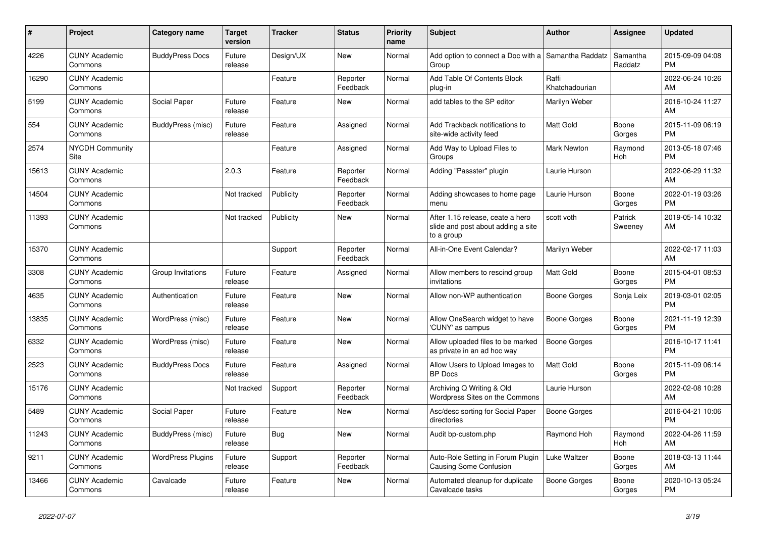| # | Project | Category name | Target version | Tracker | Status | Priority name | Subject | Author | Assignee | Updated |
|---|---|---|---|---|---|---|---|---|---|---|
| 4226 | CUNY Academic Commons | BuddyPress Docs | Future release | Design/UX | New | Normal | Add option to connect a Doc with a Group | Samantha Raddatz | Samantha Raddatz | 2015-09-09 04:08 PM |
| 16290 | CUNY Academic Commons | | | Feature | Reporter Feedback | Normal | Add Table Of Contents Block plug-in | Raffi Khatchadourian | | 2022-06-24 10:26 AM |
| 5199 | CUNY Academic Commons | Social Paper | Future release | Feature | New | Normal | add tables to the SP editor | Marilyn Weber | | 2016-10-24 11:27 AM |
| 554 | CUNY Academic Commons | BuddyPress (misc) | Future release | Feature | Assigned | Normal | Add Trackback notifications to site-wide activity feed | Matt Gold | Boone Gorges | 2015-11-09 06:19 PM |
| 2574 | NYCDH Community Site | | | Feature | Assigned | Normal | Add Way to Upload Files to Groups | Mark Newton | Raymond Hoh | 2013-05-18 07:46 PM |
| 15613 | CUNY Academic Commons | | 2.0.3 | Feature | Reporter Feedback | Normal | Adding "Passster" plugin | Laurie Hurson | | 2022-06-29 11:32 AM |
| 14504 | CUNY Academic Commons | | Not tracked | Publicity | Reporter Feedback | Normal | Adding showcases to home page menu | Laurie Hurson | Boone Gorges | 2022-01-19 03:26 PM |
| 11393 | CUNY Academic Commons | | Not tracked | Publicity | New | Normal | After 1.15 release, ceate a hero slide and post about adding a site to a group | scott voth | Patrick Sweeney | 2019-05-14 10:32 AM |
| 15370 | CUNY Academic Commons | | | Support | Reporter Feedback | Normal | All-in-One Event Calendar? | Marilyn Weber | | 2022-02-17 11:03 AM |
| 3308 | CUNY Academic Commons | Group Invitations | Future release | Feature | Assigned | Normal | Allow members to rescind group invitations | Matt Gold | Boone Gorges | 2015-04-01 08:53 PM |
| 4635 | CUNY Academic Commons | Authentication | Future release | Feature | New | Normal | Allow non-WP authentication | Boone Gorges | Sonja Leix | 2019-03-01 02:05 PM |
| 13835 | CUNY Academic Commons | WordPress (misc) | Future release | Feature | New | Normal | Allow OneSearch widget to have 'CUNY' as campus | Boone Gorges | Boone Gorges | 2021-11-19 12:39 PM |
| 6332 | CUNY Academic Commons | WordPress (misc) | Future release | Feature | New | Normal | Allow uploaded files to be marked as private in an ad hoc way | Boone Gorges | | 2016-10-17 11:41 PM |
| 2523 | CUNY Academic Commons | BuddyPress Docs | Future release | Feature | Assigned | Normal | Allow Users to Upload Images to BP Docs | Matt Gold | Boone Gorges | 2015-11-09 06:14 PM |
| 15176 | CUNY Academic Commons | | Not tracked | Support | Reporter Feedback | Normal | Archiving Q Writing & Old Wordpress Sites on the Commons | Laurie Hurson | | 2022-02-08 10:28 AM |
| 5489 | CUNY Academic Commons | Social Paper | Future release | Feature | New | Normal | Asc/desc sorting for Social Paper directories | Boone Gorges | | 2016-04-21 10:06 PM |
| 11243 | CUNY Academic Commons | BuddyPress (misc) | Future release | Bug | New | Normal | Audit bp-custom.php | Raymond Hoh | Raymond Hoh | 2022-04-26 11:59 AM |
| 9211 | CUNY Academic Commons | WordPress Plugins | Future release | Support | Reporter Feedback | Normal | Auto-Role Setting in Forum Plugin Causing Some Confusion | Luke Waltzer | Boone Gorges | 2018-03-13 11:44 AM |
| 13466 | CUNY Academic Commons | Cavalcade | Future release | Feature | New | Normal | Automated cleanup for duplicate Cavalcade tasks | Boone Gorges | Boone Gorges | 2020-10-13 05:24 PM |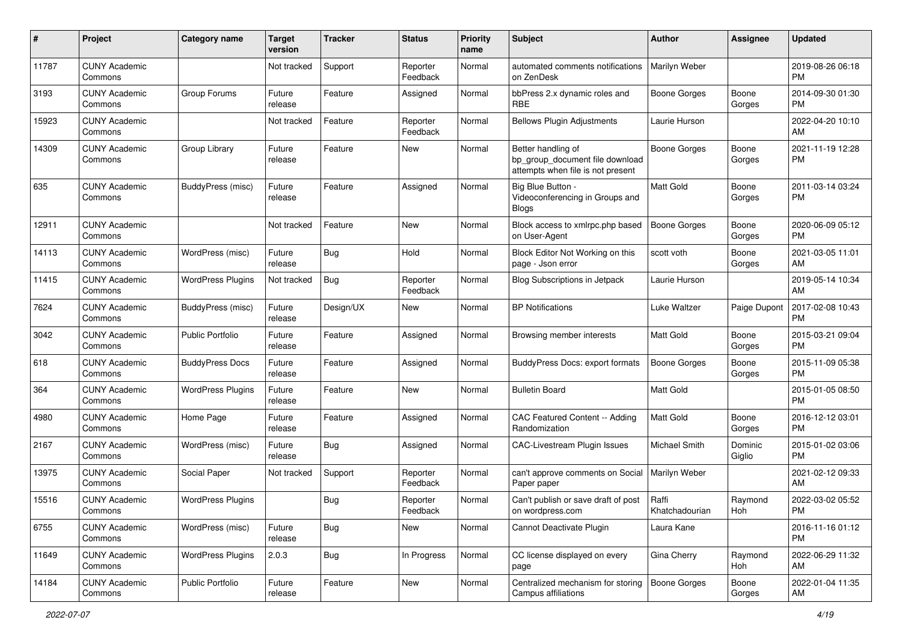| # | Project | Category name | Target version | Tracker | Status | Priority name | Subject | Author | Assignee | Updated |
|---|---|---|---|---|---|---|---|---|---|---|
| 11787 | CUNY Academic Commons | | Not tracked | Support | Reporter Feedback | Normal | automated comments notifications on ZenDesk | Marilyn Weber | | 2019-08-26 06:18 PM |
| 3193 | CUNY Academic Commons | Group Forums | Future release | Feature | Assigned | Normal | bbPress 2.x dynamic roles and RBE | Boone Gorges | Boone Gorges | 2014-09-30 01:30 PM |
| 15923 | CUNY Academic Commons | | Not tracked | Feature | Reporter Feedback | Normal | Bellows Plugin Adjustments | Laurie Hurson | | 2022-04-20 10:10 AM |
| 14309 | CUNY Academic Commons | Group Library | Future release | Feature | New | Normal | Better handling of bp_group_document file download attempts when file is not present | Boone Gorges | Boone Gorges | 2021-11-19 12:28 PM |
| 635 | CUNY Academic Commons | BuddyPress (misc) | Future release | Feature | Assigned | Normal | Big Blue Button - Videoconferencing in Groups and Blogs | Matt Gold | Boone Gorges | 2011-03-14 03:24 PM |
| 12911 | CUNY Academic Commons | | Not tracked | Feature | New | Normal | Block access to xmlrpc.php based on User-Agent | Boone Gorges | Boone Gorges | 2020-06-09 05:12 PM |
| 14113 | CUNY Academic Commons | WordPress (misc) | Future release | Bug | Hold | Normal | Block Editor Not Working on this page - Json error | scott voth | Boone Gorges | 2021-03-05 11:01 AM |
| 11415 | CUNY Academic Commons | WordPress Plugins | Not tracked | Bug | Reporter Feedback | Normal | Blog Subscriptions in Jetpack | Laurie Hurson | | 2019-05-14 10:34 AM |
| 7624 | CUNY Academic Commons | BuddyPress (misc) | Future release | Design/UX | New | Normal | BP Notifications | Luke Waltzer | Paige Dupont | 2017-02-08 10:43 PM |
| 3042 | CUNY Academic Commons | Public Portfolio | Future release | Feature | Assigned | Normal | Browsing member interests | Matt Gold | Boone Gorges | 2015-03-21 09:04 PM |
| 618 | CUNY Academic Commons | BuddyPress Docs | Future release | Feature | Assigned | Normal | BuddyPress Docs: export formats | Boone Gorges | Boone Gorges | 2015-11-09 05:38 PM |
| 364 | CUNY Academic Commons | WordPress Plugins | Future release | Feature | New | Normal | Bulletin Board | Matt Gold | | 2015-01-05 08:50 PM |
| 4980 | CUNY Academic Commons | Home Page | Future release | Feature | Assigned | Normal | CAC Featured Content -- Adding Randomization | Matt Gold | Boone Gorges | 2016-12-12 03:01 PM |
| 2167 | CUNY Academic Commons | WordPress (misc) | Future release | Bug | Assigned | Normal | CAC-Livestream Plugin Issues | Michael Smith | Dominic Giglio | 2015-01-02 03:06 PM |
| 13975 | CUNY Academic Commons | Social Paper | Not tracked | Support | Reporter Feedback | Normal | can't approve comments on Social Paper paper | Marilyn Weber | | 2021-02-12 09:33 AM |
| 15516 | CUNY Academic Commons | WordPress Plugins | | Bug | Reporter Feedback | Normal | Can't publish or save draft of post on wordpress.com | Raffi Khatchadourian | Raymond Hoh | 2022-03-02 05:52 PM |
| 6755 | CUNY Academic Commons | WordPress (misc) | Future release | Bug | New | Normal | Cannot Deactivate Plugin | Laura Kane | | 2016-11-16 01:12 PM |
| 11649 | CUNY Academic Commons | WordPress Plugins | 2.0.3 | Bug | In Progress | Normal | CC license displayed on every page | Gina Cherry | Raymond Hoh | 2022-06-29 11:32 AM |
| 14184 | CUNY Academic Commons | Public Portfolio | Future release | Feature | New | Normal | Centralized mechanism for storing Campus affiliations | Boone Gorges | Boone Gorges | 2022-01-04 11:35 AM |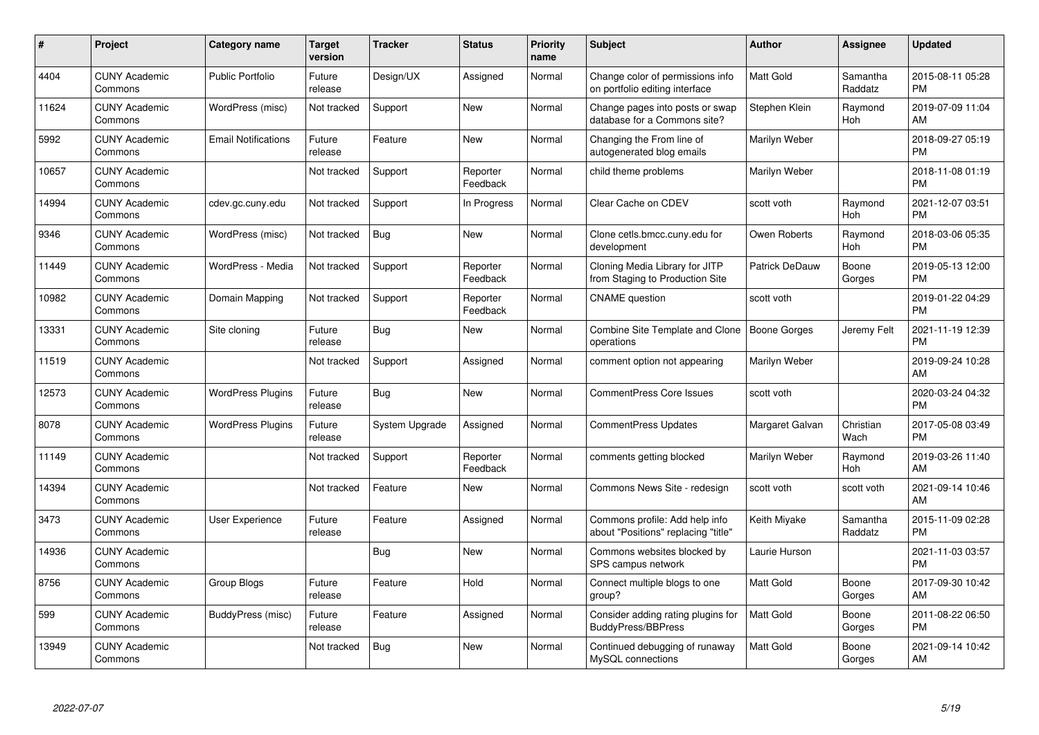| # | Project | Category name | Target version | Tracker | Status | Priority name | Subject | Author | Assignee | Updated |
|---|---|---|---|---|---|---|---|---|---|---|
| 4404 | CUNY Academic Commons | Public Portfolio | Future release | Design/UX | Assigned | Normal | Change color of permissions info on portfolio editing interface | Matt Gold | Samantha Raddatz | 2015-08-11 05:28 PM |
| 11624 | CUNY Academic Commons | WordPress (misc) | Not tracked | Support | New | Normal | Change pages into posts or swap database for a Commons site? | Stephen Klein | Raymond Hoh | 2019-07-09 11:04 AM |
| 5992 | CUNY Academic Commons | Email Notifications | Future release | Feature | New | Normal | Changing the From line of autogenerated blog emails | Marilyn Weber | | 2018-09-27 05:19 PM |
| 10657 | CUNY Academic Commons | | Not tracked | Support | Reporter Feedback | Normal | child theme problems | Marilyn Weber | | 2018-11-08 01:19 PM |
| 14994 | CUNY Academic Commons | cdev.gc.cuny.edu | Not tracked | Support | In Progress | Normal | Clear Cache on CDEV | scott voth | Raymond Hoh | 2021-12-07 03:51 PM |
| 9346 | CUNY Academic Commons | WordPress (misc) | Not tracked | Bug | New | Normal | Clone cetls.bmcc.cuny.edu for development | Owen Roberts | Raymond Hoh | 2018-03-06 05:35 PM |
| 11449 | CUNY Academic Commons | WordPress - Media | Not tracked | Support | Reporter Feedback | Normal | Cloning Media Library for JITP from Staging to Production Site | Patrick DeDauw | Boone Gorges | 2019-05-13 12:00 PM |
| 10982 | CUNY Academic Commons | Domain Mapping | Not tracked | Support | Reporter Feedback | Normal | CNAME question | scott voth | | 2019-01-22 04:29 PM |
| 13331 | CUNY Academic Commons | Site cloning | Future release | Bug | New | Normal | Combine Site Template and Clone operations | Boone Gorges | Jeremy Felt | 2021-11-19 12:39 PM |
| 11519 | CUNY Academic Commons | | Not tracked | Support | Assigned | Normal | comment option not appearing | Marilyn Weber | | 2019-09-24 10:28 AM |
| 12573 | CUNY Academic Commons | WordPress Plugins | Future release | Bug | New | Normal | CommentPress Core Issues | scott voth | | 2020-03-24 04:32 PM |
| 8078 | CUNY Academic Commons | WordPress Plugins | Future release | System Upgrade | Assigned | Normal | CommentPress Updates | Margaret Galvan | Christian Wach | 2017-05-08 03:49 PM |
| 11149 | CUNY Academic Commons | | Not tracked | Support | Reporter Feedback | Normal | comments getting blocked | Marilyn Weber | Raymond Hoh | 2019-03-26 11:40 AM |
| 14394 | CUNY Academic Commons | | Not tracked | Feature | New | Normal | Commons News Site - redesign | scott voth | scott voth | 2021-09-14 10:46 AM |
| 3473 | CUNY Academic Commons | User Experience | Future release | Feature | Assigned | Normal | Commons profile: Add help info about "Positions" replacing "title" | Keith Miyake | Samantha Raddatz | 2015-11-09 02:28 PM |
| 14936 | CUNY Academic Commons | | | Bug | New | Normal | Commons websites blocked by SPS campus network | Laurie Hurson | | 2021-11-03 03:57 PM |
| 8756 | CUNY Academic Commons | Group Blogs | Future release | Feature | Hold | Normal | Connect multiple blogs to one group? | Matt Gold | Boone Gorges | 2017-09-30 10:42 AM |
| 599 | CUNY Academic Commons | BuddyPress (misc) | Future release | Feature | Assigned | Normal | Consider adding rating plugins for BuddyPress/BBPress | Matt Gold | Boone Gorges | 2011-08-22 06:50 PM |
| 13949 | CUNY Academic Commons | | Not tracked | Bug | New | Normal | Continued debugging of runaway MySQL connections | Matt Gold | Boone Gorges | 2021-09-14 10:42 AM |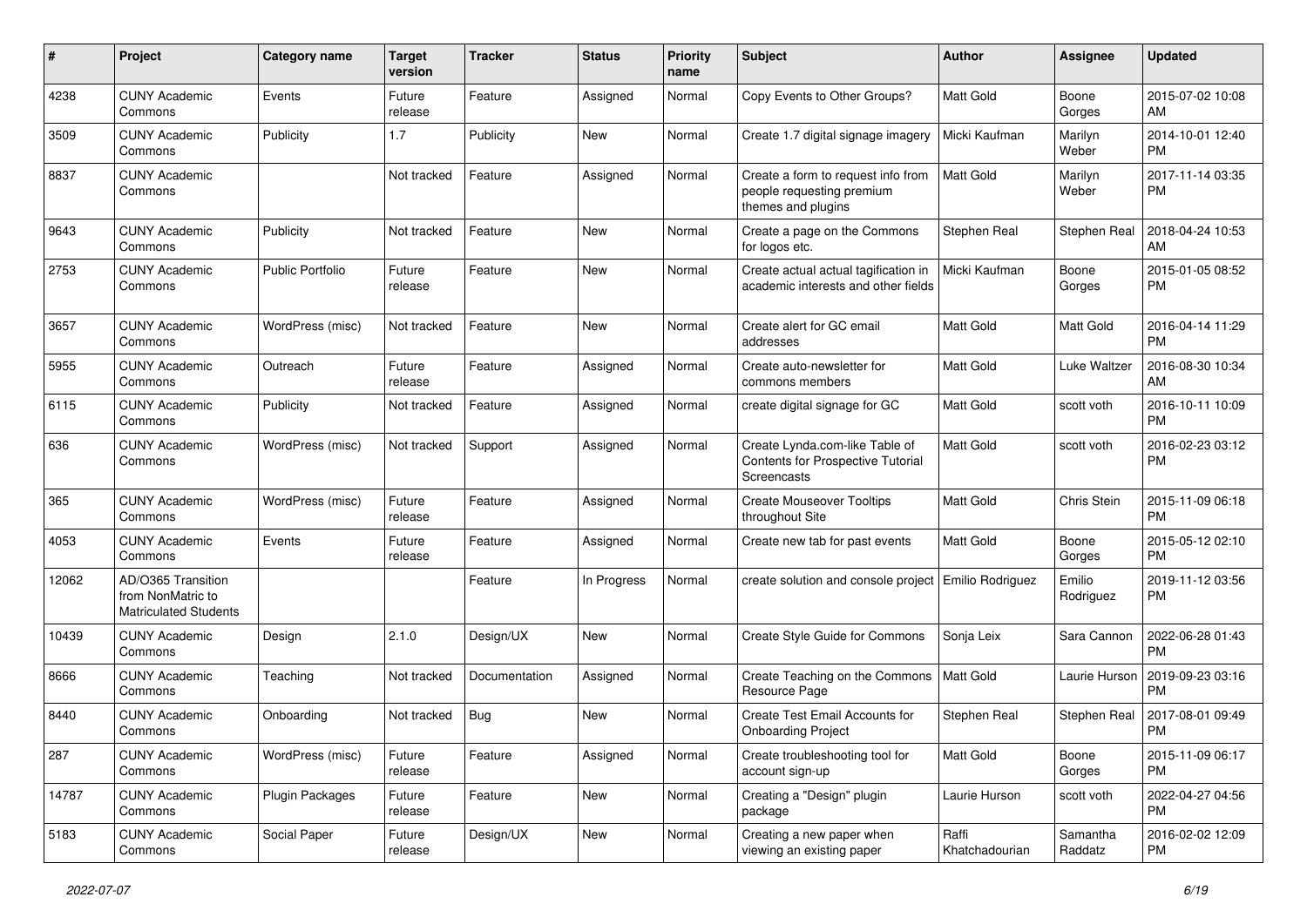| # | Project | Category name | Target version | Tracker | Status | Priority name | Subject | Author | Assignee | Updated |
|---|---|---|---|---|---|---|---|---|---|---|
| 4238 | CUNY Academic Commons | Events | Future release | Feature | Assigned | Normal | Copy Events to Other Groups? | Matt Gold | Boone Gorges | 2015-07-02 10:08 AM |
| 3509 | CUNY Academic Commons | Publicity | 1.7 | Publicity | New | Normal | Create 1.7 digital signage imagery | Micki Kaufman | Marilyn Weber | 2014-10-01 12:40 PM |
| 8837 | CUNY Academic Commons | | Not tracked | Feature | Assigned | Normal | Create a form to request info from people requesting premium themes and plugins | Matt Gold | Marilyn Weber | 2017-11-14 03:35 PM |
| 9643 | CUNY Academic Commons | Publicity | Not tracked | Feature | New | Normal | Create a page on the Commons for logos etc. | Stephen Real | Stephen Real | 2018-04-24 10:53 AM |
| 2753 | CUNY Academic Commons | Public Portfolio | Future release | Feature | New | Normal | Create actual actual tagification in academic interests and other fields | Micki Kaufman | Boone Gorges | 2015-01-05 08:52 PM |
| 3657 | CUNY Academic Commons | WordPress (misc) | Not tracked | Feature | New | Normal | Create alert for GC email addresses | Matt Gold | Matt Gold | 2016-04-14 11:29 PM |
| 5955 | CUNY Academic Commons | Outreach | Future release | Feature | Assigned | Normal | Create auto-newsletter for commons members | Matt Gold | Luke Waltzer | 2016-08-30 10:34 AM |
| 6115 | CUNY Academic Commons | Publicity | Not tracked | Feature | Assigned | Normal | create digital signage for GC | Matt Gold | scott voth | 2016-10-11 10:09 PM |
| 636 | CUNY Academic Commons | WordPress (misc) | Not tracked | Support | Assigned | Normal | Create Lynda.com-like Table of Contents for Prospective Tutorial Screencasts | Matt Gold | scott voth | 2016-02-23 03:12 PM |
| 365 | CUNY Academic Commons | WordPress (misc) | Future release | Feature | Assigned | Normal | Create Mouseover Tooltips throughout Site | Matt Gold | Chris Stein | 2015-11-09 06:18 PM |
| 4053 | CUNY Academic Commons | Events | Future release | Feature | Assigned | Normal | Create new tab for past events | Matt Gold | Boone Gorges | 2015-05-12 02:10 PM |
| 12062 | AD/O365 Transition from NonMatric to Matriculated Students | | | Feature | In Progress | Normal | create solution and console project | Emilio Rodriguez | Emilio Rodriguez | 2019-11-12 03:56 PM |
| 10439 | CUNY Academic Commons | Design | 2.1.0 | Design/UX | New | Normal | Create Style Guide for Commons | Sonja Leix | Sara Cannon | 2022-06-28 01:43 PM |
| 8666 | CUNY Academic Commons | Teaching | Not tracked | Documentation | Assigned | Normal | Create Teaching on the Commons Resource Page | Matt Gold | Laurie Hurson | 2019-09-23 03:16 PM |
| 8440 | CUNY Academic Commons | Onboarding | Not tracked | Bug | New | Normal | Create Test Email Accounts for Onboarding Project | Stephen Real | Stephen Real | 2017-08-01 09:49 PM |
| 287 | CUNY Academic Commons | WordPress (misc) | Future release | Feature | Assigned | Normal | Create troubleshooting tool for account sign-up | Matt Gold | Boone Gorges | 2015-11-09 06:17 PM |
| 14787 | CUNY Academic Commons | Plugin Packages | Future release | Feature | New | Normal | Creating a "Design" plugin package | Laurie Hurson | scott voth | 2022-04-27 04:56 PM |
| 5183 | CUNY Academic Commons | Social Paper | Future release | Design/UX | New | Normal | Creating a new paper when viewing an existing paper | Raffi Khatchadourian | Samantha Raddatz | 2016-02-02 12:09 PM |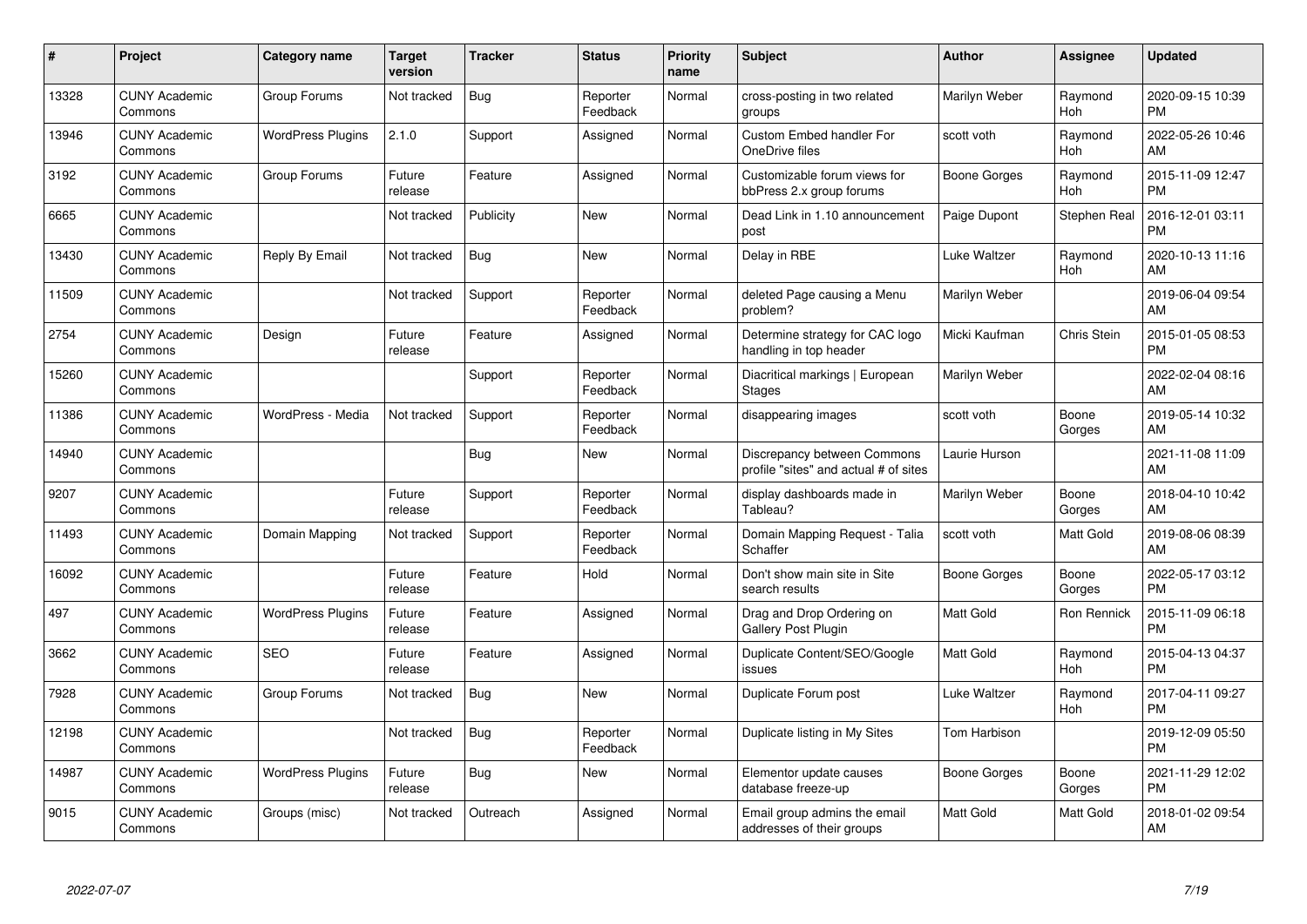| # | Project | Category name | Target version | Tracker | Status | Priority name | Subject | Author | Assignee | Updated |
|---|---|---|---|---|---|---|---|---|---|---|
| 13328 | CUNY Academic Commons | Group Forums | Not tracked | Bug | Reporter Feedback | Normal | cross-posting in two related groups | Marilyn Weber | Raymond Hoh | 2020-09-15 10:39 PM |
| 13946 | CUNY Academic Commons | WordPress Plugins | 2.1.0 | Support | Assigned | Normal | Custom Embed handler For OneDrive files | scott voth | Raymond Hoh | 2022-05-26 10:46 AM |
| 3192 | CUNY Academic Commons | Group Forums | Future release | Feature | Assigned | Normal | Customizable forum views for bbPress 2.x group forums | Boone Gorges | Raymond Hoh | 2015-11-09 12:47 PM |
| 6665 | CUNY Academic Commons | | Not tracked | Publicity | New | Normal | Dead Link in 1.10 announcement post | Paige Dupont | Stephen Real | 2016-12-01 03:11 PM |
| 13430 | CUNY Academic Commons | Reply By Email | Not tracked | Bug | New | Normal | Delay in RBE | Luke Waltzer | Raymond Hoh | 2020-10-13 11:16 AM |
| 11509 | CUNY Academic Commons | | Not tracked | Support | Reporter Feedback | Normal | deleted Page causing a Menu problem? | Marilyn Weber | | 2019-06-04 09:54 AM |
| 2754 | CUNY Academic Commons | Design | Future release | Feature | Assigned | Normal | Determine strategy for CAC logo handling in top header | Micki Kaufman | Chris Stein | 2015-01-05 08:53 PM |
| 15260 | CUNY Academic Commons | | | Support | Reporter Feedback | Normal | Diacritical markings \| European Stages | Marilyn Weber | | 2022-02-04 08:16 AM |
| 11386 | CUNY Academic Commons | WordPress - Media | Not tracked | Support | Reporter Feedback | Normal | disappearing images | scott voth | Boone Gorges | 2019-05-14 10:32 AM |
| 14940 | CUNY Academic Commons | | | Bug | New | Normal | Discrepancy between Commons profile "sites" and actual # of sites | Laurie Hurson | | 2021-11-08 11:09 AM |
| 9207 | CUNY Academic Commons | | Future release | Support | Reporter Feedback | Normal | display dashboards made in Tableau? | Marilyn Weber | Boone Gorges | 2018-04-10 10:42 AM |
| 11493 | CUNY Academic Commons | Domain Mapping | Not tracked | Support | Reporter Feedback | Normal | Domain Mapping Request - Talia Schaffer | scott voth | Matt Gold | 2019-08-06 08:39 AM |
| 16092 | CUNY Academic Commons | | Future release | Feature | Hold | Normal | Don't show main site in Site search results | Boone Gorges | Boone Gorges | 2022-05-17 03:12 PM |
| 497 | CUNY Academic Commons | WordPress Plugins | Future release | Feature | Assigned | Normal | Drag and Drop Ordering on Gallery Post Plugin | Matt Gold | Ron Rennick | 2015-11-09 06:18 PM |
| 3662 | CUNY Academic Commons | SEO | Future release | Feature | Assigned | Normal | Duplicate Content/SEO/Google issues | Matt Gold | Raymond Hoh | 2015-04-13 04:37 PM |
| 7928 | CUNY Academic Commons | Group Forums | Not tracked | Bug | New | Normal | Duplicate Forum post | Luke Waltzer | Raymond Hoh | 2017-04-11 09:27 PM |
| 12198 | CUNY Academic Commons | | Not tracked | Bug | Reporter Feedback | Normal | Duplicate listing in My Sites | Tom Harbison | | 2019-12-09 05:50 PM |
| 14987 | CUNY Academic Commons | WordPress Plugins | Future release | Bug | New | Normal | Elementor update causes database freeze-up | Boone Gorges | Boone Gorges | 2021-11-29 12:02 PM |
| 9015 | CUNY Academic Commons | Groups (misc) | Not tracked | Outreach | Assigned | Normal | Email group admins the email addresses of their groups | Matt Gold | Matt Gold | 2018-01-02 09:54 AM |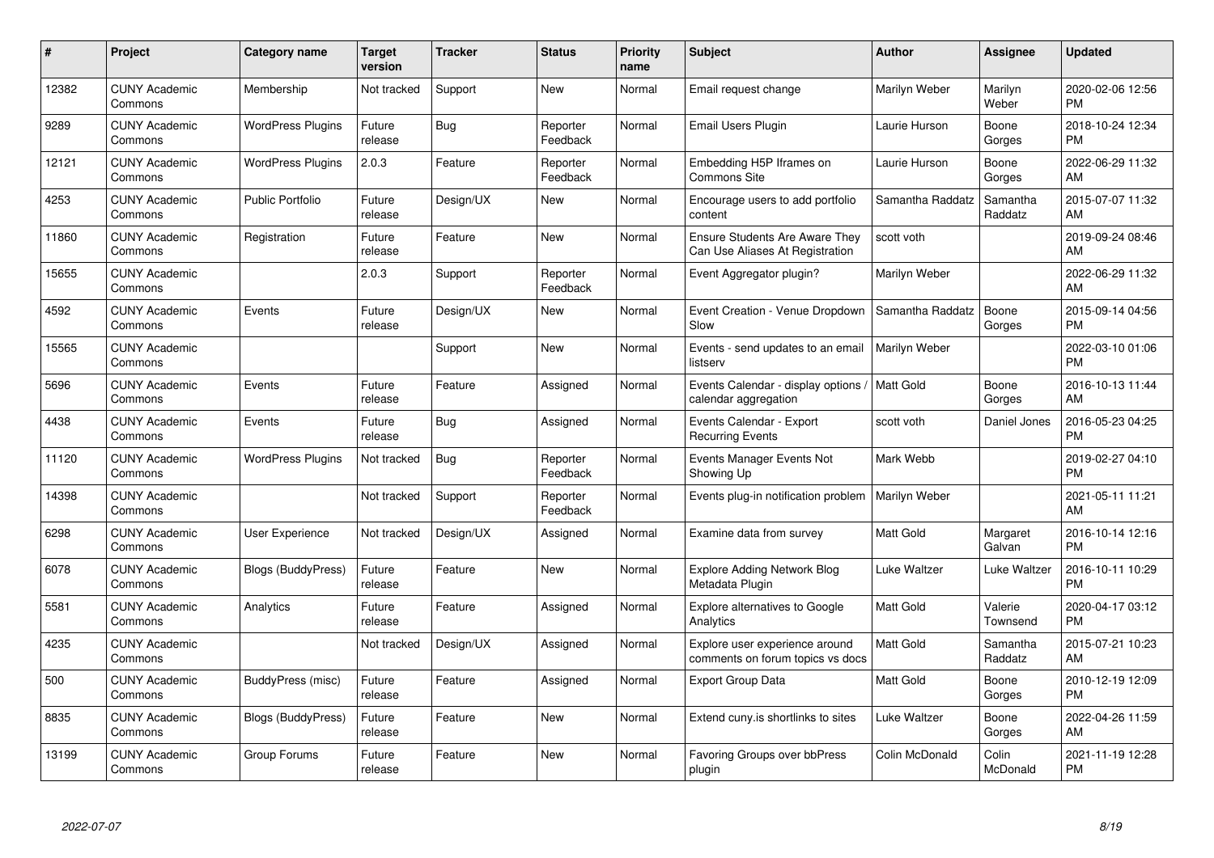| # | Project | Category name | Target version | Tracker | Status | Priority name | Subject | Author | Assignee | Updated |
|---|---|---|---|---|---|---|---|---|---|---|
| 12382 | CUNY Academic Commons | Membership | Not tracked | Support | New | Normal | Email request change | Marilyn Weber | Marilyn Weber | 2020-02-06 12:56 PM |
| 9289 | CUNY Academic Commons | WordPress Plugins | Future release | Bug | Reporter Feedback | Normal | Email Users Plugin | Laurie Hurson | Boone Gorges | 2018-10-24 12:34 PM |
| 12121 | CUNY Academic Commons | WordPress Plugins | 2.0.3 | Feature | Reporter Feedback | Normal | Embedding H5P Iframes on Commons Site | Laurie Hurson | Boone Gorges | 2022-06-29 11:32 AM |
| 4253 | CUNY Academic Commons | Public Portfolio | Future release | Design/UX | New | Normal | Encourage users to add portfolio content | Samantha Raddatz | Samantha Raddatz | 2015-07-07 11:32 AM |
| 11860 | CUNY Academic Commons | Registration | Future release | Feature | New | Normal | Ensure Students Are Aware They Can Use Aliases At Registration | scott voth | | 2019-09-24 08:46 AM |
| 15655 | CUNY Academic Commons | | 2.0.3 | Support | Reporter Feedback | Normal | Event Aggregator plugin? | Marilyn Weber | | 2022-06-29 11:32 AM |
| 4592 | CUNY Academic Commons | Events | Future release | Design/UX | New | Normal | Event Creation - Venue Dropdown Slow | Samantha Raddatz | Boone Gorges | 2015-09-14 04:56 PM |
| 15565 | CUNY Academic Commons | | | Support | New | Normal | Events - send updates to an email listserv | Marilyn Weber | | 2022-03-10 01:06 PM |
| 5696 | CUNY Academic Commons | Events | Future release | Feature | Assigned | Normal | Events Calendar - display options / calendar aggregation | Matt Gold | Boone Gorges | 2016-10-13 11:44 AM |
| 4438 | CUNY Academic Commons | Events | Future release | Bug | Assigned | Normal | Events Calendar - Export Recurring Events | scott voth | Daniel Jones | 2016-05-23 04:25 PM |
| 11120 | CUNY Academic Commons | WordPress Plugins | Not tracked | Bug | Reporter Feedback | Normal | Events Manager Events Not Showing Up | Mark Webb | | 2019-02-27 04:10 PM |
| 14398 | CUNY Academic Commons | | Not tracked | Support | Reporter Feedback | Normal | Events plug-in notification problem | Marilyn Weber | | 2021-05-11 11:21 AM |
| 6298 | CUNY Academic Commons | User Experience | Not tracked | Design/UX | Assigned | Normal | Examine data from survey | Matt Gold | Margaret Galvan | 2016-10-14 12:16 PM |
| 6078 | CUNY Academic Commons | Blogs (BuddyPress) | Future release | Feature | New | Normal | Explore Adding Network Blog Metadata Plugin | Luke Waltzer | Luke Waltzer | 2016-10-11 10:29 PM |
| 5581 | CUNY Academic Commons | Analytics | Future release | Feature | Assigned | Normal | Explore alternatives to Google Analytics | Matt Gold | Valerie Townsend | 2020-04-17 03:12 PM |
| 4235 | CUNY Academic Commons | | Not tracked | Design/UX | Assigned | Normal | Explore user experience around comments on forum topics vs docs | Matt Gold | Samantha Raddatz | 2015-07-21 10:23 AM |
| 500 | CUNY Academic Commons | BuddyPress (misc) | Future release | Feature | Assigned | Normal | Export Group Data | Matt Gold | Boone Gorges | 2010-12-19 12:09 PM |
| 8835 | CUNY Academic Commons | Blogs (BuddyPress) | Future release | Feature | New | Normal | Extend cuny.is shortlinks to sites | Luke Waltzer | Boone Gorges | 2022-04-26 11:59 AM |
| 13199 | CUNY Academic Commons | Group Forums | Future release | Feature | New | Normal | Favoring Groups over bbPress plugin | Colin McDonald | Colin McDonald | 2021-11-19 12:28 PM |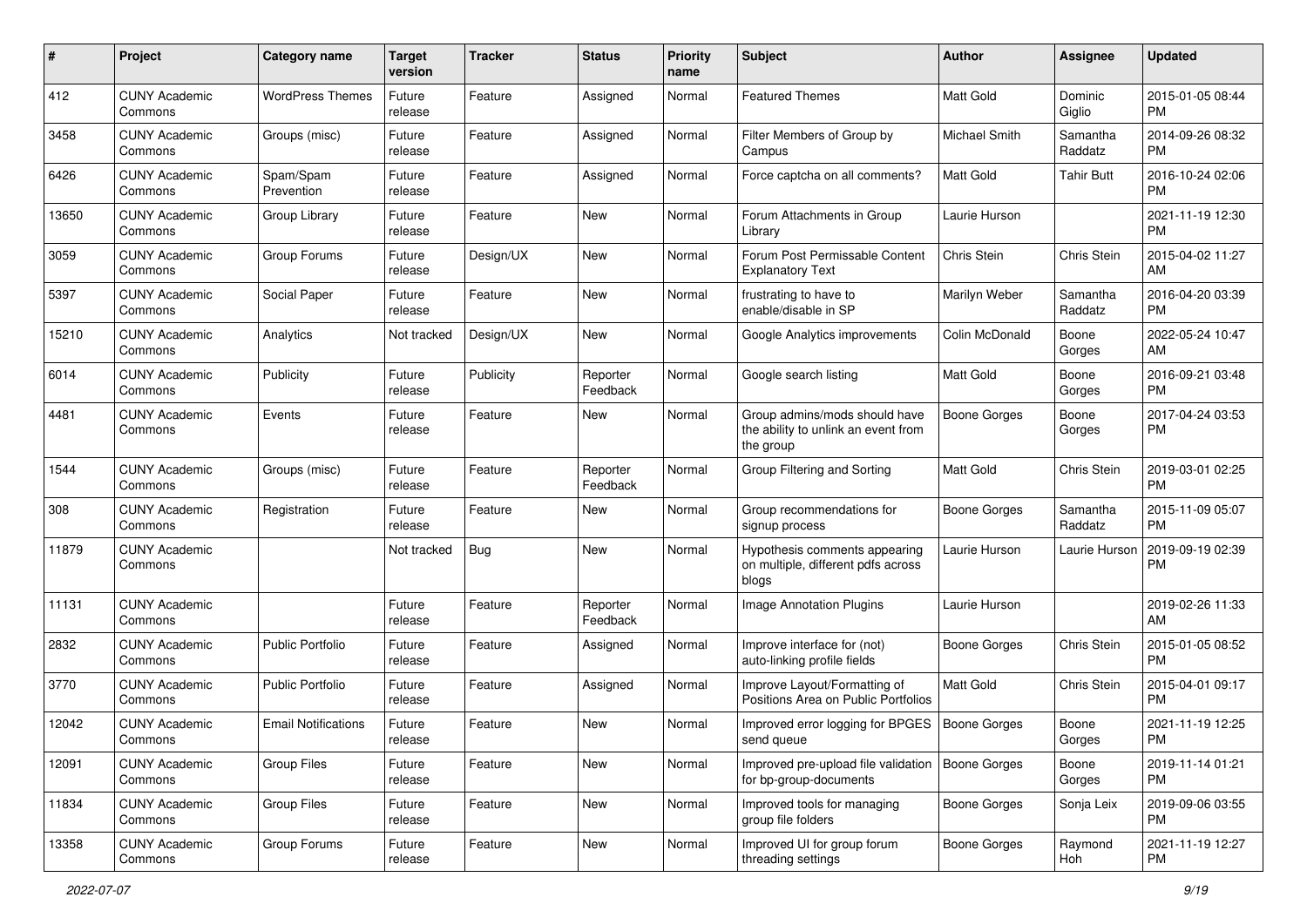| # | Project | Category name | Target version | Tracker | Status | Priority name | Subject | Author | Assignee | Updated |
|---|---|---|---|---|---|---|---|---|---|---|
| 412 | CUNY Academic Commons | WordPress Themes | Future release | Feature | Assigned | Normal | Featured Themes | Matt Gold | Dominic Giglio | 2015-01-05 08:44 PM |
| 3458 | CUNY Academic Commons | Groups (misc) | Future release | Feature | Assigned | Normal | Filter Members of Group by Campus | Michael Smith | Samantha Raddatz | 2014-09-26 08:32 PM |
| 6426 | CUNY Academic Commons | Spam/Spam Prevention | Future release | Feature | Assigned | Normal | Force captcha on all comments? | Matt Gold | Tahir Butt | 2016-10-24 02:06 PM |
| 13650 | CUNY Academic Commons | Group Library | Future release | Feature | New | Normal | Forum Attachments in Group Library | Laurie Hurson | | 2021-11-19 12:30 PM |
| 3059 | CUNY Academic Commons | Group Forums | Future release | Design/UX | New | Normal | Forum Post Permissable Content Explanatory Text | Chris Stein | Chris Stein | 2015-04-02 11:27 AM |
| 5397 | CUNY Academic Commons | Social Paper | Future release | Feature | New | Normal | frustrating to have to enable/disable in SP | Marilyn Weber | Samantha Raddatz | 2016-04-20 03:39 PM |
| 15210 | CUNY Academic Commons | Analytics | Not tracked | Design/UX | New | Normal | Google Analytics improvements | Colin McDonald | Boone Gorges | 2022-05-24 10:47 AM |
| 6014 | CUNY Academic Commons | Publicity | Future release | Publicity | Reporter Feedback | Normal | Google search listing | Matt Gold | Boone Gorges | 2016-09-21 03:48 PM |
| 4481 | CUNY Academic Commons | Events | Future release | Feature | New | Normal | Group admins/mods should have the ability to unlink an event from the group | Boone Gorges | Boone Gorges | 2017-04-24 03:53 PM |
| 1544 | CUNY Academic Commons | Groups (misc) | Future release | Feature | Reporter Feedback | Normal | Group Filtering and Sorting | Matt Gold | Chris Stein | 2019-03-01 02:25 PM |
| 308 | CUNY Academic Commons | Registration | Future release | Feature | New | Normal | Group recommendations for signup process | Boone Gorges | Samantha Raddatz | 2015-11-09 05:07 PM |
| 11879 | CUNY Academic Commons | | Not tracked | Bug | New | Normal | Hypothesis comments appearing on multiple, different pdfs across blogs | Laurie Hurson | Laurie Hurson | 2019-09-19 02:39 PM |
| 11131 | CUNY Academic Commons | | Future release | Feature | Reporter Feedback | Normal | Image Annotation Plugins | Laurie Hurson | | 2019-02-26 11:33 AM |
| 2832 | CUNY Academic Commons | Public Portfolio | Future release | Feature | Assigned | Normal | Improve interface for (not) auto-linking profile fields | Boone Gorges | Chris Stein | 2015-01-05 08:52 PM |
| 3770 | CUNY Academic Commons | Public Portfolio | Future release | Feature | Assigned | Normal | Improve Layout/Formatting of Positions Area on Public Portfolios | Matt Gold | Chris Stein | 2015-04-01 09:17 PM |
| 12042 | CUNY Academic Commons | Email Notifications | Future release | Feature | New | Normal | Improved error logging for BPGES send queue | Boone Gorges | Boone Gorges | 2021-11-19 12:25 PM |
| 12091 | CUNY Academic Commons | Group Files | Future release | Feature | New | Normal | Improved pre-upload file validation for bp-group-documents | Boone Gorges | Boone Gorges | 2019-11-14 01:21 PM |
| 11834 | CUNY Academic Commons | Group Files | Future release | Feature | New | Normal | Improved tools for managing group file folders | Boone Gorges | Sonja Leix | 2019-09-06 03:55 PM |
| 13358 | CUNY Academic Commons | Group Forums | Future release | Feature | New | Normal | Improved UI for group forum threading settings | Boone Gorges | Raymond Hoh | 2021-11-19 12:27 PM |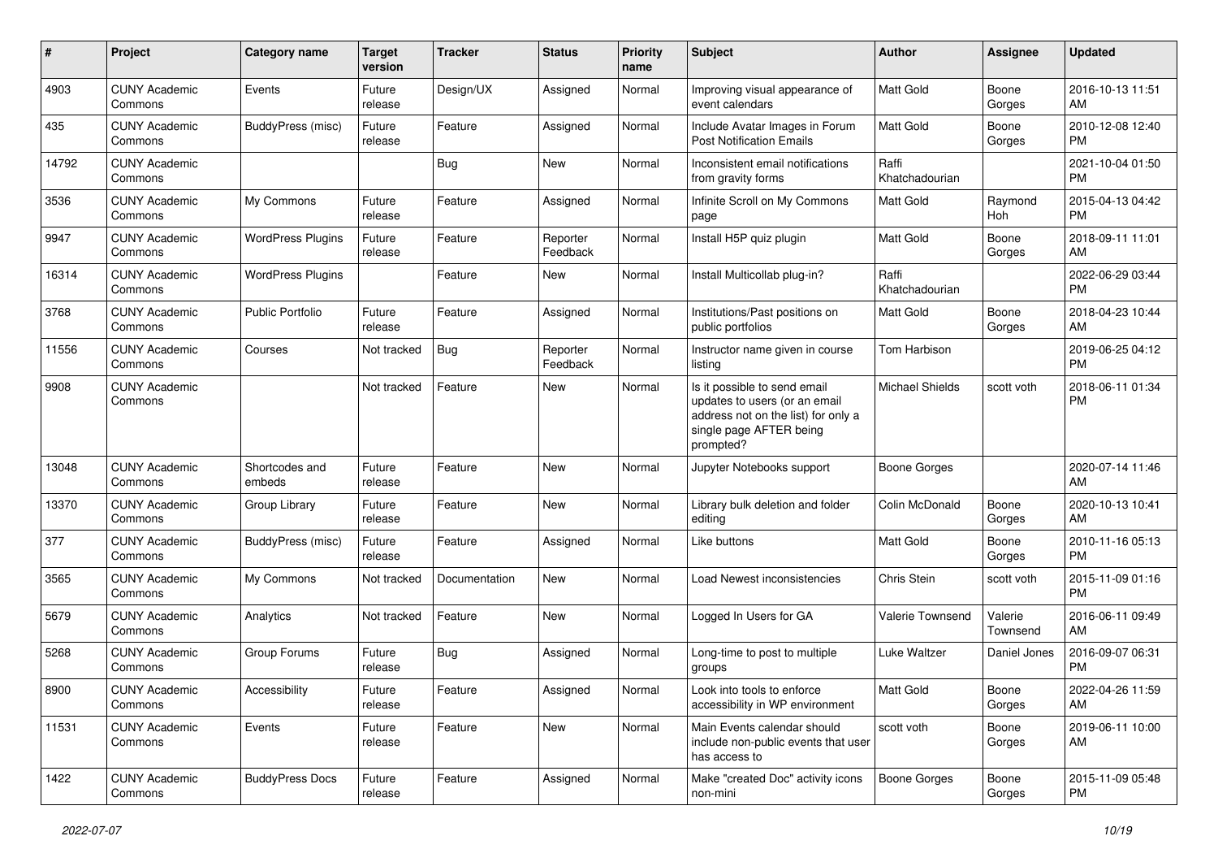| # | Project | Category name | Target version | Tracker | Status | Priority name | Subject | Author | Assignee | Updated |
|---|---|---|---|---|---|---|---|---|---|---|
| 4903 | CUNY Academic Commons | Events | Future release | Design/UX | Assigned | Normal | Improving visual appearance of event calendars | Matt Gold | Boone Gorges | 2016-10-13 11:51 AM |
| 435 | CUNY Academic Commons | BuddyPress (misc) | Future release | Feature | Assigned | Normal | Include Avatar Images in Forum Post Notification Emails | Matt Gold | Boone Gorges | 2010-12-08 12:40 PM |
| 14792 | CUNY Academic Commons | | | Bug | New | Normal | Inconsistent email notifications from gravity forms | Raffi Khatchadourian | | 2021-10-04 01:50 PM |
| 3536 | CUNY Academic Commons | My Commons | Future release | Feature | Assigned | Normal | Infinite Scroll on My Commons page | Matt Gold | Raymond Hoh | 2015-04-13 04:42 PM |
| 9947 | CUNY Academic Commons | WordPress Plugins | Future release | Feature | Reporter Feedback | Normal | Install H5P quiz plugin | Matt Gold | Boone Gorges | 2018-09-11 11:01 AM |
| 16314 | CUNY Academic Commons | WordPress Plugins | | Feature | New | Normal | Install Multicollab plug-in? | Raffi Khatchadourian | | 2022-06-29 03:44 PM |
| 3768 | CUNY Academic Commons | Public Portfolio | Future release | Feature | Assigned | Normal | Institutions/Past positions on public portfolios | Matt Gold | Boone Gorges | 2018-04-23 10:44 AM |
| 11556 | CUNY Academic Commons | Courses | Not tracked | Bug | Reporter Feedback | Normal | Instructor name given in course listing | Tom Harbison | | 2019-06-25 04:12 PM |
| 9908 | CUNY Academic Commons | | Not tracked | Feature | New | Normal | Is it possible to send email updates to users (or an email address not on the list) for only a single page AFTER being prompted? | Michael Shields | scott voth | 2018-06-11 01:34 PM |
| 13048 | CUNY Academic Commons | Shortcodes and embeds | Future release | Feature | New | Normal | Jupyter Notebooks support | Boone Gorges | | 2020-07-14 11:46 AM |
| 13370 | CUNY Academic Commons | Group Library | Future release | Feature | New | Normal | Library bulk deletion and folder editing | Colin McDonald | Boone Gorges | 2020-10-13 10:41 AM |
| 377 | CUNY Academic Commons | BuddyPress (misc) | Future release | Feature | Assigned | Normal | Like buttons | Matt Gold | Boone Gorges | 2010-11-16 05:13 PM |
| 3565 | CUNY Academic Commons | My Commons | Not tracked | Documentation | New | Normal | Load Newest inconsistencies | Chris Stein | scott voth | 2015-11-09 01:16 PM |
| 5679 | CUNY Academic Commons | Analytics | Not tracked | Feature | New | Normal | Logged In Users for GA | Valerie Townsend | Valerie Townsend | 2016-06-11 09:49 AM |
| 5268 | CUNY Academic Commons | Group Forums | Future release | Bug | Assigned | Normal | Long-time to post to multiple groups | Luke Waltzer | Daniel Jones | 2016-09-07 06:31 PM |
| 8900 | CUNY Academic Commons | Accessibility | Future release | Feature | Assigned | Normal | Look into tools to enforce accessibility in WP environment | Matt Gold | Boone Gorges | 2022-04-26 11:59 AM |
| 11531 | CUNY Academic Commons | Events | Future release | Feature | New | Normal | Main Events calendar should include non-public events that user has access to | scott voth | Boone Gorges | 2019-06-11 10:00 AM |
| 1422 | CUNY Academic Commons | BuddyPress Docs | Future release | Feature | Assigned | Normal | Make "created Doc" activity icons non-mini | Boone Gorges | Boone Gorges | 2015-11-09 05:48 PM |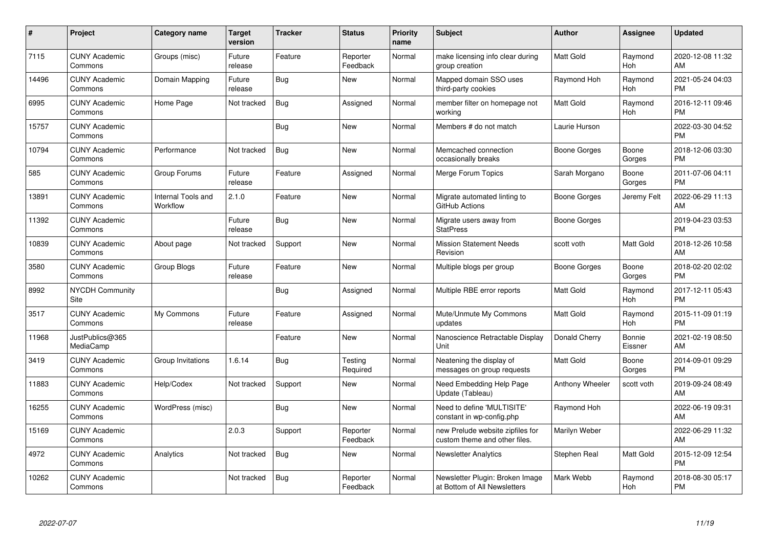| # | Project | Category name | Target version | Tracker | Status | Priority name | Subject | Author | Assignee | Updated |
|---|---|---|---|---|---|---|---|---|---|---|
| 7115 | CUNY Academic Commons | Groups (misc) | Future release | Feature | Reporter Feedback | Normal | make licensing info clear during group creation | Matt Gold | Raymond Hoh | 2020-12-08 11:32 AM |
| 14496 | CUNY Academic Commons | Domain Mapping | Future release | Bug | New | Normal | Mapped domain SSO uses third-party cookies | Raymond Hoh | Raymond Hoh | 2021-05-24 04:03 PM |
| 6995 | CUNY Academic Commons | Home Page | Not tracked | Bug | Assigned | Normal | member filter on homepage not working | Matt Gold | Raymond Hoh | 2016-12-11 09:46 PM |
| 15757 | CUNY Academic Commons | | | Bug | New | Normal | Members # do not match | Laurie Hurson | | 2022-03-30 04:52 PM |
| 10794 | CUNY Academic Commons | Performance | Not tracked | Bug | New | Normal | Memcached connection occasionally breaks | Boone Gorges | Boone Gorges | 2018-12-06 03:30 PM |
| 585 | CUNY Academic Commons | Group Forums | Future release | Feature | Assigned | Normal | Merge Forum Topics | Sarah Morgano | Boone Gorges | 2011-07-06 04:11 PM |
| 13891 | CUNY Academic Commons | Internal Tools and Workflow | 2.1.0 | Feature | New | Normal | Migrate automated linting to GitHub Actions | Boone Gorges | Jeremy Felt | 2022-06-29 11:13 AM |
| 11392 | CUNY Academic Commons | | Future release | Bug | New | Normal | Migrate users away from StatPress | Boone Gorges | | 2019-04-23 03:53 PM |
| 10839 | CUNY Academic Commons | About page | Not tracked | Support | New | Normal | Mission Statement Needs Revision | scott voth | Matt Gold | 2018-12-26 10:58 AM |
| 3580 | CUNY Academic Commons | Group Blogs | Future release | Feature | New | Normal | Multiple blogs per group | Boone Gorges | Boone Gorges | 2018-02-20 02:02 PM |
| 8992 | NYCDH Community Site | | | Bug | Assigned | Normal | Multiple RBE error reports | Matt Gold | Raymond Hoh | 2017-12-11 05:43 PM |
| 3517 | CUNY Academic Commons | My Commons | Future release | Feature | Assigned | Normal | Mute/Unmute My Commons updates | Matt Gold | Raymond Hoh | 2015-11-09 01:19 PM |
| 11968 | JustPublics@365 MediaCamp | | | Feature | New | Normal | Nanoscience Retractable Display Unit | Donald Cherry | Bonnie Eissner | 2021-02-19 08:50 AM |
| 3419 | CUNY Academic Commons | Group Invitations | 1.6.14 | Bug | Testing Required | Normal | Neatening the display of messages on group requests | Matt Gold | Boone Gorges | 2014-09-01 09:29 PM |
| 11883 | CUNY Academic Commons | Help/Codex | Not tracked | Support | New | Normal | Need Embedding Help Page Update (Tableau) | Anthony Wheeler | scott voth | 2019-09-24 08:49 AM |
| 16255 | CUNY Academic Commons | WordPress (misc) | | Bug | New | Normal | Need to define 'MULTISITE' constant in wp-config.php | Raymond Hoh | | 2022-06-19 09:31 AM |
| 15169 | CUNY Academic Commons | | 2.0.3 | Support | Reporter Feedback | Normal | new Prelude website zipfiles for custom theme and other files. | Marilyn Weber | | 2022-06-29 11:32 AM |
| 4972 | CUNY Academic Commons | Analytics | Not tracked | Bug | New | Normal | Newsletter Analytics | Stephen Real | Matt Gold | 2015-12-09 12:54 PM |
| 10262 | CUNY Academic Commons | | Not tracked | Bug | Reporter Feedback | Normal | Newsletter Plugin: Broken Image at Bottom of All Newsletters | Mark Webb | Raymond Hoh | 2018-08-30 05:17 PM |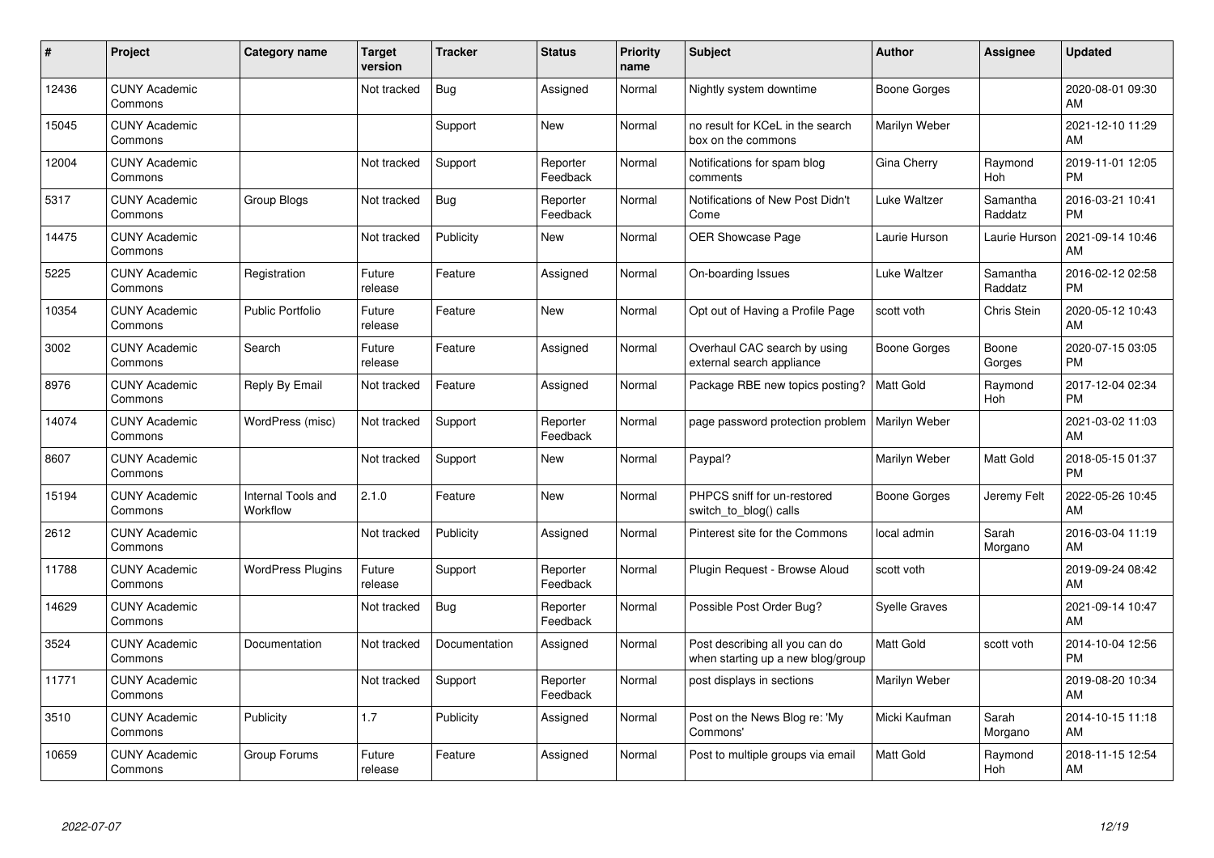| # | Project | Category name | Target version | Tracker | Status | Priority name | Subject | Author | Assignee | Updated |
|---|---|---|---|---|---|---|---|---|---|---|
| 12436 | CUNY Academic Commons | | Not tracked | Bug | Assigned | Normal | Nightly system downtime | Boone Gorges | | 2020-08-01 09:30 AM |
| 15045 | CUNY Academic Commons | | | Support | New | Normal | no result for KCeL in the search box on the commons | Marilyn Weber | | 2021-12-10 11:29 AM |
| 12004 | CUNY Academic Commons | | Not tracked | Support | Reporter Feedback | Normal | Notifications for spam blog comments | Gina Cherry | Raymond Hoh | 2019-11-01 12:05 PM |
| 5317 | CUNY Academic Commons | Group Blogs | Not tracked | Bug | Reporter Feedback | Normal | Notifications of New Post Didn't Come | Luke Waltzer | Samantha Raddatz | 2016-03-21 10:41 PM |
| 14475 | CUNY Academic Commons | | Not tracked | Publicity | New | Normal | OER Showcase Page | Laurie Hurson | Laurie Hurson | 2021-09-14 10:46 AM |
| 5225 | CUNY Academic Commons | Registration | Future release | Feature | Assigned | Normal | On-boarding Issues | Luke Waltzer | Samantha Raddatz | 2016-02-12 02:58 PM |
| 10354 | CUNY Academic Commons | Public Portfolio | Future release | Feature | New | Normal | Opt out of Having a Profile Page | scott voth | Chris Stein | 2020-05-12 10:43 AM |
| 3002 | CUNY Academic Commons | Search | Future release | Feature | Assigned | Normal | Overhaul CAC search by using external search appliance | Boone Gorges | Boone Gorges | 2020-07-15 03:05 PM |
| 8976 | CUNY Academic Commons | Reply By Email | Not tracked | Feature | Assigned | Normal | Package RBE new topics posting? | Matt Gold | Raymond Hoh | 2017-12-04 02:34 PM |
| 14074 | CUNY Academic Commons | WordPress (misc) | Not tracked | Support | Reporter Feedback | Normal | page password protection problem | Marilyn Weber | | 2021-03-02 11:03 AM |
| 8607 | CUNY Academic Commons | | Not tracked | Support | New | Normal | Paypal? | Marilyn Weber | Matt Gold | 2018-05-15 01:37 PM |
| 15194 | CUNY Academic Commons | Internal Tools and Workflow | 2.1.0 | Feature | New | Normal | PHPCS sniff for un-restored switch_to_blog() calls | Boone Gorges | Jeremy Felt | 2022-05-26 10:45 AM |
| 2612 | CUNY Academic Commons | | Not tracked | Publicity | Assigned | Normal | Pinterest site for the Commons | local admin | Sarah Morgano | 2016-03-04 11:19 AM |
| 11788 | CUNY Academic Commons | WordPress Plugins | Future release | Support | Reporter Feedback | Normal | Plugin Request - Browse Aloud | scott voth | | 2019-09-24 08:42 AM |
| 14629 | CUNY Academic Commons | | Not tracked | Bug | Reporter Feedback | Normal | Possible Post Order Bug? | Syelle Graves | | 2021-09-14 10:47 AM |
| 3524 | CUNY Academic Commons | Documentation | Not tracked | Documentation | Assigned | Normal | Post describing all you can do when starting up a new blog/group | Matt Gold | scott voth | 2014-10-04 12:56 PM |
| 11771 | CUNY Academic Commons | | Not tracked | Support | Reporter Feedback | Normal | post displays in sections | Marilyn Weber | | 2019-08-20 10:34 AM |
| 3510 | CUNY Academic Commons | Publicity | 1.7 | Publicity | Assigned | Normal | Post on the News Blog re: 'My Commons' | Micki Kaufman | Sarah Morgano | 2014-10-15 11:18 AM |
| 10659 | CUNY Academic Commons | Group Forums | Future release | Feature | Assigned | Normal | Post to multiple groups via email | Matt Gold | Raymond Hoh | 2018-11-15 12:54 AM |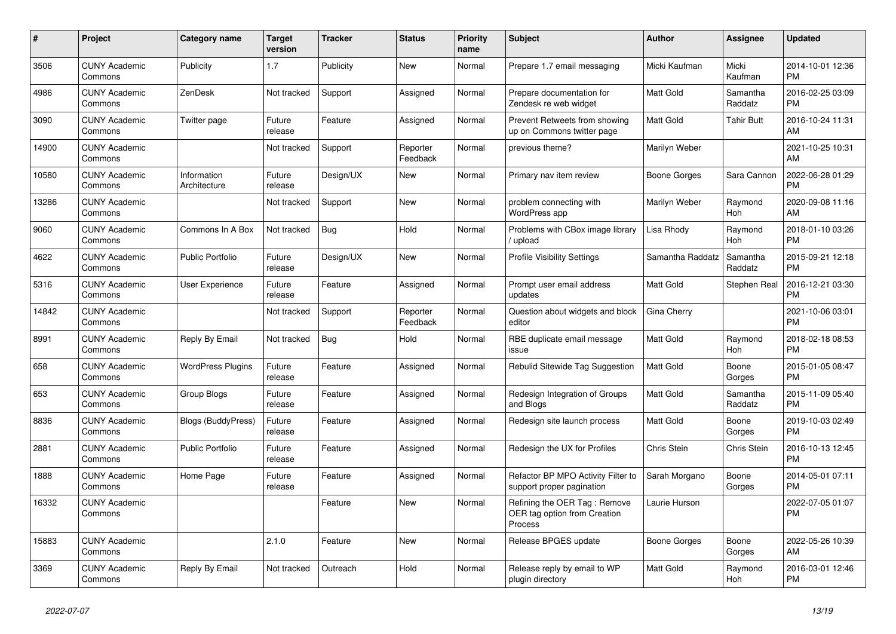| # | Project | Category name | Target version | Tracker | Status | Priority name | Subject | Author | Assignee | Updated |
|---|---|---|---|---|---|---|---|---|---|---|
| 3506 | CUNY Academic Commons | Publicity | 1.7 | Publicity | New | Normal | Prepare 1.7 email messaging | Micki Kaufman | Micki Kaufman | 2014-10-01 12:36 PM |
| 4986 | CUNY Academic Commons | ZenDesk | Not tracked | Support | Assigned | Normal | Prepare documentation for Zendesk re web widget | Matt Gold | Samantha Raddatz | 2016-02-25 03:09 PM |
| 3090 | CUNY Academic Commons | Twitter page | Future release | Feature | Assigned | Normal | Prevent Retweets from showing up on Commons twitter page | Matt Gold | Tahir Butt | 2016-10-24 11:31 AM |
| 14900 | CUNY Academic Commons | | Not tracked | Support | Reporter Feedback | Normal | previous theme? | Marilyn Weber | | 2021-10-25 10:31 AM |
| 10580 | CUNY Academic Commons | Information Architecture | Future release | Design/UX | New | Normal | Primary nav item review | Boone Gorges | Sara Cannon | 2022-06-28 01:29 PM |
| 13286 | CUNY Academic Commons | | Not tracked | Support | New | Normal | problem connecting with WordPress app | Marilyn Weber | Raymond Hoh | 2020-09-08 11:16 AM |
| 9060 | CUNY Academic Commons | Commons In A Box | Not tracked | Bug | Hold | Normal | Problems with CBox image library / upload | Lisa Rhody | Raymond Hoh | 2018-01-10 03:26 PM |
| 4622 | CUNY Academic Commons | Public Portfolio | Future release | Design/UX | New | Normal | Profile Visibility Settings | Samantha Raddatz | Samantha Raddatz | 2015-09-21 12:18 PM |
| 5316 | CUNY Academic Commons | User Experience | Future release | Feature | Assigned | Normal | Prompt user email address updates | Matt Gold | Stephen Real | 2016-12-21 03:30 PM |
| 14842 | CUNY Academic Commons | | Not tracked | Support | Reporter Feedback | Normal | Question about widgets and block editor | Gina Cherry | | 2021-10-06 03:01 PM |
| 8991 | CUNY Academic Commons | Reply By Email | Not tracked | Bug | Hold | Normal | RBE duplicate email message issue | Matt Gold | Raymond Hoh | 2018-02-18 08:53 PM |
| 658 | CUNY Academic Commons | WordPress Plugins | Future release | Feature | Assigned | Normal | Rebulid Sitewide Tag Suggestion | Matt Gold | Boone Gorges | 2015-01-05 08:47 PM |
| 653 | CUNY Academic Commons | Group Blogs | Future release | Feature | Assigned | Normal | Redesign Integration of Groups and Blogs | Matt Gold | Samantha Raddatz | 2015-11-09 05:40 PM |
| 8836 | CUNY Academic Commons | Blogs (BuddyPress) | Future release | Feature | Assigned | Normal | Redesign site launch process | Matt Gold | Boone Gorges | 2019-10-03 02:49 PM |
| 2881 | CUNY Academic Commons | Public Portfolio | Future release | Feature | Assigned | Normal | Redesign the UX for Profiles | Chris Stein | Chris Stein | 2016-10-13 12:45 PM |
| 1888 | CUNY Academic Commons | Home Page | Future release | Feature | Assigned | Normal | Refactor BP MPO Activity Filter to support proper pagination | Sarah Morgano | Boone Gorges | 2014-05-01 07:11 PM |
| 16332 | CUNY Academic Commons | | | Feature | New | Normal | Refining the OER Tag : Remove OER tag option from Creation Process | Laurie Hurson | | 2022-07-05 01:07 PM |
| 15883 | CUNY Academic Commons | | 2.1.0 | Feature | New | Normal | Release BPGES update | Boone Gorges | Boone Gorges | 2022-05-26 10:39 AM |
| 3369 | CUNY Academic Commons | Reply By Email | Not tracked | Outreach | Hold | Normal | Release reply by email to WP plugin directory | Matt Gold | Raymond Hoh | 2016-03-01 12:46 PM |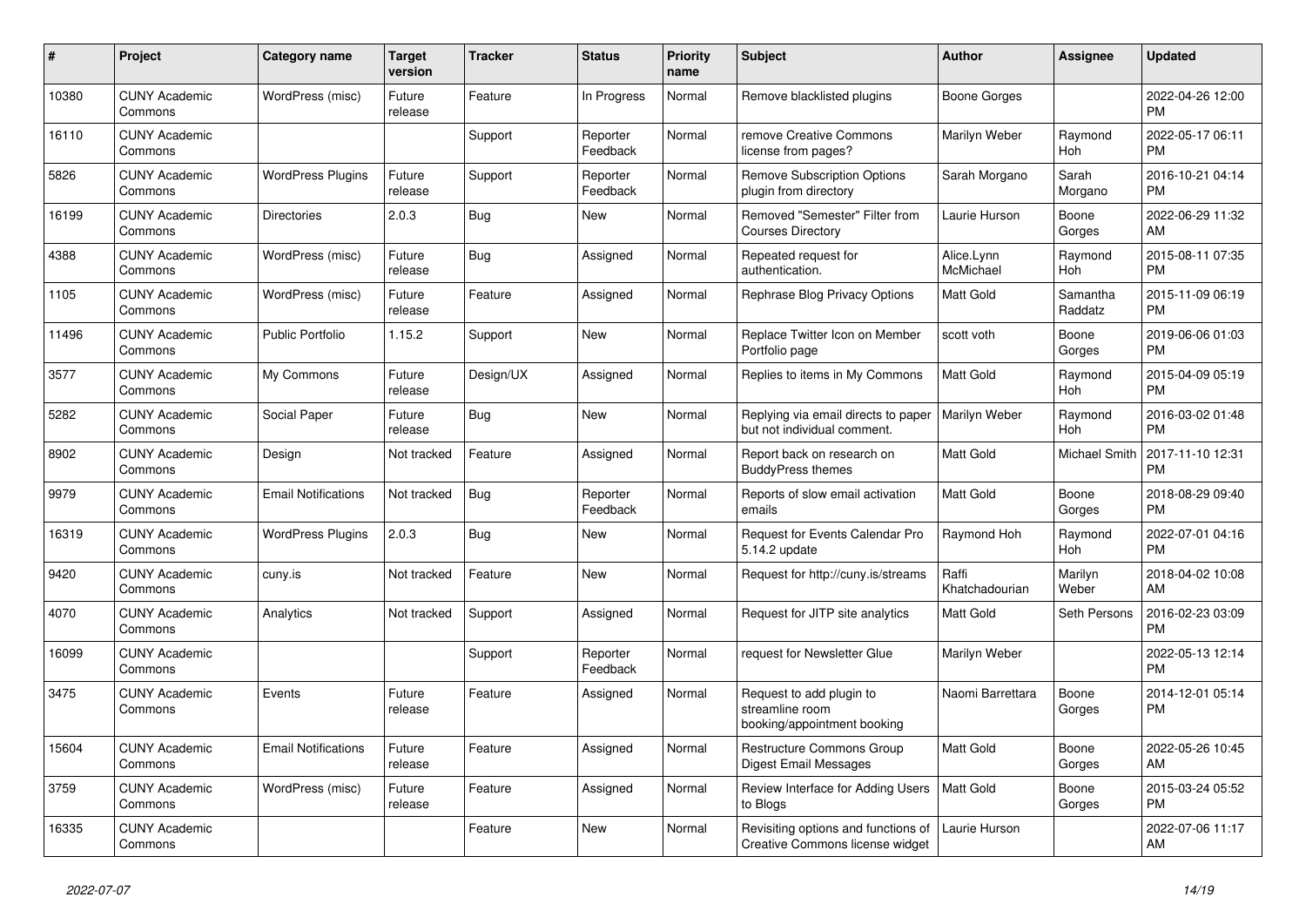| # | Project | Category name | Target version | Tracker | Status | Priority name | Subject | Author | Assignee | Updated |
|---|---|---|---|---|---|---|---|---|---|---|
| 10380 | CUNY Academic Commons | WordPress (misc) | Future release | Feature | In Progress | Normal | Remove blacklisted plugins | Boone Gorges | | 2022-04-26 12:00 PM |
| 16110 | CUNY Academic Commons | | | Support | Reporter Feedback | Normal | remove Creative Commons license from pages? | Marilyn Weber | Raymond Hoh | 2022-05-17 06:11 PM |
| 5826 | CUNY Academic Commons | WordPress Plugins | Future release | Support | Reporter Feedback | Normal | Remove Subscription Options plugin from directory | Sarah Morgano | Sarah Morgano | 2016-10-21 04:14 PM |
| 16199 | CUNY Academic Commons | Directories | 2.0.3 | Bug | New | Normal | Removed "Semester" Filter from Courses Directory | Laurie Hurson | Boone Gorges | 2022-06-29 11:32 AM |
| 4388 | CUNY Academic Commons | WordPress (misc) | Future release | Bug | Assigned | Normal | Repeated request for authentication. | Alice.Lynn McMichael | Raymond Hoh | 2015-08-11 07:35 PM |
| 1105 | CUNY Academic Commons | WordPress (misc) | Future release | Feature | Assigned | Normal | Rephrase Blog Privacy Options | Matt Gold | Samantha Raddatz | 2015-11-09 06:19 PM |
| 11496 | CUNY Academic Commons | Public Portfolio | 1.15.2 | Support | New | Normal | Replace Twitter Icon on Member Portfolio page | scott voth | Boone Gorges | 2019-06-06 01:03 PM |
| 3577 | CUNY Academic Commons | My Commons | Future release | Design/UX | Assigned | Normal | Replies to items in My Commons | Matt Gold | Raymond Hoh | 2015-04-09 05:19 PM |
| 5282 | CUNY Academic Commons | Social Paper | Future release | Bug | New | Normal | Replying via email directs to paper but not individual comment. | Marilyn Weber | Raymond Hoh | 2016-03-02 01:48 PM |
| 8902 | CUNY Academic Commons | Design | Not tracked | Feature | Assigned | Normal | Report back on research on BuddyPress themes | Matt Gold | Michael Smith | 2017-11-10 12:31 PM |
| 9979 | CUNY Academic Commons | Email Notifications | Not tracked | Bug | Reporter Feedback | Normal | Reports of slow email activation emails | Matt Gold | Boone Gorges | 2018-08-29 09:40 PM |
| 16319 | CUNY Academic Commons | WordPress Plugins | 2.0.3 | Bug | New | Normal | Request for Events Calendar Pro 5.14.2 update | Raymond Hoh | Raymond Hoh | 2022-07-01 04:16 PM |
| 9420 | CUNY Academic Commons | cuny.is | Not tracked | Feature | New | Normal | Request for http://cuny.is/streams | Raffi Khatchadourian | Marilyn Weber | 2018-04-02 10:08 AM |
| 4070 | CUNY Academic Commons | Analytics | Not tracked | Support | Assigned | Normal | Request for JITP site analytics | Matt Gold | Seth Persons | 2016-02-23 03:09 PM |
| 16099 | CUNY Academic Commons | | | Support | Reporter Feedback | Normal | request for Newsletter Glue | Marilyn Weber | | 2022-05-13 12:14 PM |
| 3475 | CUNY Academic Commons | Events | Future release | Feature | Assigned | Normal | Request to add plugin to streamline room booking/appointment booking | Naomi Barrettara | Boone Gorges | 2014-12-01 05:14 PM |
| 15604 | CUNY Academic Commons | Email Notifications | Future release | Feature | Assigned | Normal | Restructure Commons Group Digest Email Messages | Matt Gold | Boone Gorges | 2022-05-26 10:45 AM |
| 3759 | CUNY Academic Commons | WordPress (misc) | Future release | Feature | Assigned | Normal | Review Interface for Adding Users to Blogs | Matt Gold | Boone Gorges | 2015-03-24 05:52 PM |
| 16335 | CUNY Academic Commons | | | Feature | New | Normal | Revisiting options and functions of Creative Commons license widget | Laurie Hurson | | 2022-07-06 11:17 AM |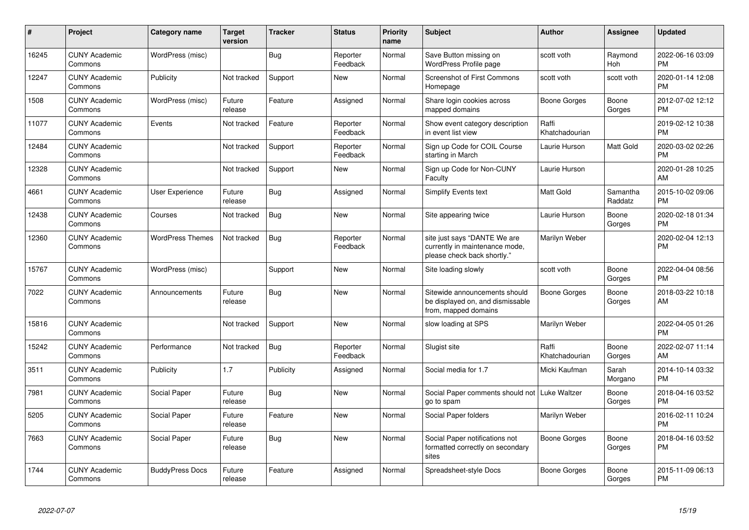| # | Project | Category name | Target version | Tracker | Status | Priority name | Subject | Author | Assignee | Updated |
|---|---|---|---|---|---|---|---|---|---|---|
| 16245 | CUNY Academic Commons | WordPress (misc) | | Bug | Reporter Feedback | Normal | Save Button missing on WordPress Profile page | scott voth | Raymond Hoh | 2022-06-16 03:09 PM |
| 12247 | CUNY Academic Commons | Publicity | Not tracked | Support | New | Normal | Screenshot of First Commons Homepage | scott voth | scott voth | 2020-01-14 12:08 PM |
| 1508 | CUNY Academic Commons | WordPress (misc) | Future release | Feature | Assigned | Normal | Share login cookies across mapped domains | Boone Gorges | Boone Gorges | 2012-07-02 12:12 PM |
| 11077 | CUNY Academic Commons | Events | Not tracked | Feature | Reporter Feedback | Normal | Show event category description in event list view | Raffi Khatchadourian | | 2019-02-12 10:38 PM |
| 12484 | CUNY Academic Commons | | Not tracked | Support | Reporter Feedback | Normal | Sign up Code for COIL Course starting in March | Laurie Hurson | Matt Gold | 2020-03-02 02:26 PM |
| 12328 | CUNY Academic Commons | | Not tracked | Support | New | Normal | Sign up Code for Non-CUNY Faculty | Laurie Hurson | | 2020-01-28 10:25 AM |
| 4661 | CUNY Academic Commons | User Experience | Future release | Bug | Assigned | Normal | Simplify Events text | Matt Gold | Samantha Raddatz | 2015-10-02 09:06 PM |
| 12438 | CUNY Academic Commons | Courses | Not tracked | Bug | New | Normal | Site appearing twice | Laurie Hurson | Boone Gorges | 2020-02-18 01:34 PM |
| 12360 | CUNY Academic Commons | WordPress Themes | Not tracked | Bug | Reporter Feedback | Normal | site just says "DANTE We are currently in maintenance mode, please check back shortly." | Marilyn Weber | | 2020-02-04 12:13 PM |
| 15767 | CUNY Academic Commons | WordPress (misc) | | Support | New | Normal | Site loading slowly | scott voth | Boone Gorges | 2022-04-04 08:56 PM |
| 7022 | CUNY Academic Commons | Announcements | Future release | Bug | New | Normal | Sitewide announcements should be displayed on, and dismissable from, mapped domains | Boone Gorges | Boone Gorges | 2018-03-22 10:18 AM |
| 15816 | CUNY Academic Commons | | Not tracked | Support | New | Normal | slow loading at SPS | Marilyn Weber | | 2022-04-05 01:26 PM |
| 15242 | CUNY Academic Commons | Performance | Not tracked | Bug | Reporter Feedback | Normal | Slugist site | Raffi Khatchadourian | Boone Gorges | 2022-02-07 11:14 AM |
| 3511 | CUNY Academic Commons | Publicity | 1.7 | Publicity | Assigned | Normal | Social media for 1.7 | Micki Kaufman | Sarah Morgano | 2014-10-14 03:32 PM |
| 7981 | CUNY Academic Commons | Social Paper | Future release | Bug | New | Normal | Social Paper comments should not go to spam | Luke Waltzer | Boone Gorges | 2018-04-16 03:52 PM |
| 5205 | CUNY Academic Commons | Social Paper | Future release | Feature | New | Normal | Social Paper folders | Marilyn Weber | | 2016-02-11 10:24 PM |
| 7663 | CUNY Academic Commons | Social Paper | Future release | Bug | New | Normal | Social Paper notifications not formatted correctly on secondary sites | Boone Gorges | Boone Gorges | 2018-04-16 03:52 PM |
| 1744 | CUNY Academic Commons | BuddyPress Docs | Future release | Feature | Assigned | Normal | Spreadsheet-style Docs | Boone Gorges | Boone Gorges | 2015-11-09 06:13 PM |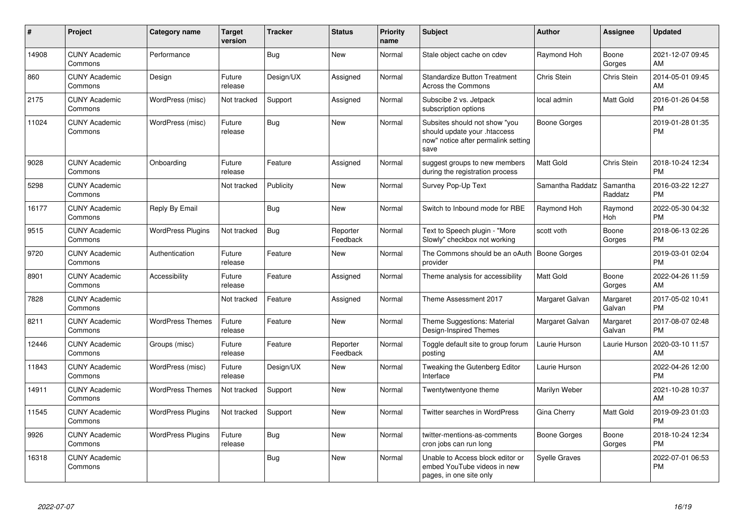| # | Project | Category name | Target version | Tracker | Status | Priority name | Subject | Author | Assignee | Updated |
|---|---|---|---|---|---|---|---|---|---|---|
| 14908 | CUNY Academic Commons | Performance | | Bug | New | Normal | Stale object cache on cdev | Raymond Hoh | Boone Gorges | 2021-12-07 09:45 AM |
| 860 | CUNY Academic Commons | Design | Future release | Design/UX | Assigned | Normal | Standardize Button Treatment Across the Commons | Chris Stein | Chris Stein | 2014-05-01 09:45 AM |
| 2175 | CUNY Academic Commons | WordPress (misc) | Not tracked | Support | Assigned | Normal | Subscibe 2 vs. Jetpack subscription options | local admin | Matt Gold | 2016-01-26 04:58 PM |
| 11024 | CUNY Academic Commons | WordPress (misc) | Future release | Bug | New | Normal | Subsites should not show "you should update your .htaccess now" notice after permalink setting save | Boone Gorges | | 2019-01-28 01:35 PM |
| 9028 | CUNY Academic Commons | Onboarding | Future release | Feature | Assigned | Normal | suggest groups to new members during the registration process | Matt Gold | Chris Stein | 2018-10-24 12:34 PM |
| 5298 | CUNY Academic Commons | | Not tracked | Publicity | New | Normal | Survey Pop-Up Text | Samantha Raddatz | Samantha Raddatz | 2016-03-22 12:27 PM |
| 16177 | CUNY Academic Commons | Reply By Email | | Bug | New | Normal | Switch to Inbound mode for RBE | Raymond Hoh | Raymond Hoh | 2022-05-30 04:32 PM |
| 9515 | CUNY Academic Commons | WordPress Plugins | Not tracked | Bug | Reporter Feedback | Normal | Text to Speech plugin - "More Slowly" checkbox not working | scott voth | Boone Gorges | 2018-06-13 02:26 PM |
| 9720 | CUNY Academic Commons | Authentication | Future release | Feature | New | Normal | The Commons should be an oAuth provider | Boone Gorges | | 2019-03-01 02:04 PM |
| 8901 | CUNY Academic Commons | Accessibility | Future release | Feature | Assigned | Normal | Theme analysis for accessibility | Matt Gold | Boone Gorges | 2022-04-26 11:59 AM |
| 7828 | CUNY Academic Commons | | Not tracked | Feature | Assigned | Normal | Theme Assessment 2017 | Margaret Galvan | Margaret Galvan | 2017-05-02 10:41 PM |
| 8211 | CUNY Academic Commons | WordPress Themes | Future release | Feature | New | Normal | Theme Suggestions: Material Design-Inspired Themes | Margaret Galvan | Margaret Galvan | 2017-08-07 02:48 PM |
| 12446 | CUNY Academic Commons | Groups (misc) | Future release | Feature | Reporter Feedback | Normal | Toggle default site to group forum posting | Laurie Hurson | Laurie Hurson | 2020-03-10 11:57 AM |
| 11843 | CUNY Academic Commons | WordPress (misc) | Future release | Design/UX | New | Normal | Tweaking the Gutenberg Editor Interface | Laurie Hurson | | 2022-04-26 12:00 PM |
| 14911 | CUNY Academic Commons | WordPress Themes | Not tracked | Support | New | Normal | Twentytwentyone theme | Marilyn Weber | | 2021-10-28 10:37 AM |
| 11545 | CUNY Academic Commons | WordPress Plugins | Not tracked | Support | New | Normal | Twitter searches in WordPress | Gina Cherry | Matt Gold | 2019-09-23 01:03 PM |
| 9926 | CUNY Academic Commons | WordPress Plugins | Future release | Bug | New | Normal | twitter-mentions-as-comments cron jobs can run long | Boone Gorges | Boone Gorges | 2018-10-24 12:34 PM |
| 16318 | CUNY Academic Commons | | | Bug | New | Normal | Unable to Access block editor or embed YouTube videos in new pages, in one site only | Syelle Graves | | 2022-07-01 06:53 PM |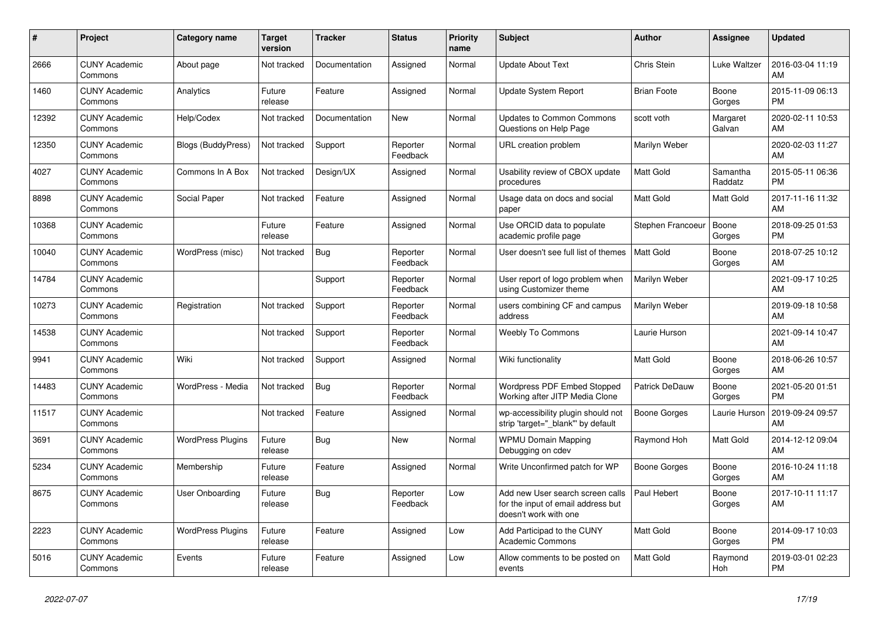| # | Project | Category name | Target version | Tracker | Status | Priority name | Subject | Author | Assignee | Updated |
|---|---|---|---|---|---|---|---|---|---|---|
| 2666 | CUNY Academic Commons | About page | Not tracked | Documentation | Assigned | Normal | Update About Text | Chris Stein | Luke Waltzer | 2016-03-04 11:19 AM |
| 1460 | CUNY Academic Commons | Analytics | Future release | Feature | Assigned | Normal | Update System Report | Brian Foote | Boone Gorges | 2015-11-09 06:13 PM |
| 12392 | CUNY Academic Commons | Help/Codex | Not tracked | Documentation | New | Normal | Updates to Common Commons Questions on Help Page | scott voth | Margaret Galvan | 2020-02-11 10:53 AM |
| 12350 | CUNY Academic Commons | Blogs (BuddyPress) | Not tracked | Support | Reporter Feedback | Normal | URL creation problem | Marilyn Weber | | 2020-02-03 11:27 AM |
| 4027 | CUNY Academic Commons | Commons In A Box | Not tracked | Design/UX | Assigned | Normal | Usability review of CBOX update procedures | Matt Gold | Samantha Raddatz | 2015-05-11 06:36 PM |
| 8898 | CUNY Academic Commons | Social Paper | Not tracked | Feature | Assigned | Normal | Usage data on docs and social paper | Matt Gold | Matt Gold | 2017-11-16 11:32 AM |
| 10368 | CUNY Academic Commons | | Future release | Feature | Assigned | Normal | Use ORCID data to populate academic profile page | Stephen Francoeur | Boone Gorges | 2018-09-25 01:53 PM |
| 10040 | CUNY Academic Commons | WordPress (misc) | Not tracked | Bug | Reporter Feedback | Normal | User doesn't see full list of themes | Matt Gold | Boone Gorges | 2018-07-25 10:12 AM |
| 14784 | CUNY Academic Commons | | | Support | Reporter Feedback | Normal | User report of logo problem when using Customizer theme | Marilyn Weber | | 2021-09-17 10:25 AM |
| 10273 | CUNY Academic Commons | Registration | Not tracked | Support | Reporter Feedback | Normal | users combining CF and campus address | Marilyn Weber | | 2019-09-18 10:58 AM |
| 14538 | CUNY Academic Commons | | Not tracked | Support | Reporter Feedback | Normal | Weebly To Commons | Laurie Hurson | | 2021-09-14 10:47 AM |
| 9941 | CUNY Academic Commons | Wiki | Not tracked | Support | Assigned | Normal | Wiki functionality | Matt Gold | Boone Gorges | 2018-06-26 10:57 AM |
| 14483 | CUNY Academic Commons | WordPress - Media | Not tracked | Bug | Reporter Feedback | Normal | Wordpress PDF Embed Stopped Working after JITP Media Clone | Patrick DeDauw | Boone Gorges | 2021-05-20 01:51 PM |
| 11517 | CUNY Academic Commons | | Not tracked | Feature | Assigned | Normal | wp-accessibility plugin should not strip 'target="_blank"' by default | Boone Gorges | Laurie Hurson | 2019-09-24 09:57 AM |
| 3691 | CUNY Academic Commons | WordPress Plugins | Future release | Bug | New | Normal | WPMU Domain Mapping Debugging on cdev | Raymond Hoh | Matt Gold | 2014-12-12 09:04 AM |
| 5234 | CUNY Academic Commons | Membership | Future release | Feature | Assigned | Normal | Write Unconfirmed patch for WP | Boone Gorges | Boone Gorges | 2016-10-24 11:18 AM |
| 8675 | CUNY Academic Commons | User Onboarding | Future release | Bug | Reporter Feedback | Low | Add new User search screen calls for the input of email address but doesn't work with one | Paul Hebert | Boone Gorges | 2017-10-11 11:17 AM |
| 2223 | CUNY Academic Commons | WordPress Plugins | Future release | Feature | Assigned | Low | Add Participad to the CUNY Academic Commons | Matt Gold | Boone Gorges | 2014-09-17 10:03 PM |
| 5016 | CUNY Academic Commons | Events | Future release | Feature | Assigned | Low | Allow comments to be posted on events | Matt Gold | Raymond Hoh | 2019-03-01 02:23 PM |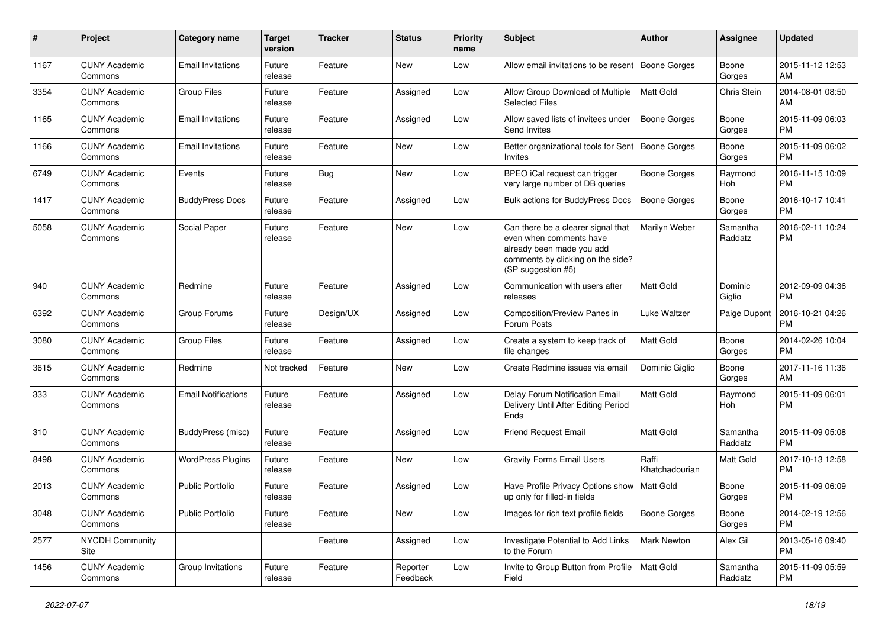| # | Project | Category name | Target version | Tracker | Status | Priority name | Subject | Author | Assignee | Updated |
|---|---|---|---|---|---|---|---|---|---|---|
| 1167 | CUNY Academic Commons | Email Invitations | Future release | Feature | New | Low | Allow email invitations to be resent | Boone Gorges | Boone Gorges | 2015-11-12 12:53 AM |
| 3354 | CUNY Academic Commons | Group Files | Future release | Feature | Assigned | Low | Allow Group Download of Multiple Selected Files | Matt Gold | Chris Stein | 2014-08-01 08:50 AM |
| 1165 | CUNY Academic Commons | Email Invitations | Future release | Feature | Assigned | Low | Allow saved lists of invitees under Send Invites | Boone Gorges | Boone Gorges | 2015-11-09 06:03 PM |
| 1166 | CUNY Academic Commons | Email Invitations | Future release | Feature | New | Low | Better organizational tools for Sent Invites | Boone Gorges | Boone Gorges | 2015-11-09 06:02 PM |
| 6749 | CUNY Academic Commons | Events | Future release | Bug | New | Low | BPEO iCal request can trigger very large number of DB queries | Boone Gorges | Raymond Hoh | 2016-11-15 10:09 PM |
| 1417 | CUNY Academic Commons | BuddyPress Docs | Future release | Feature | Assigned | Low | Bulk actions for BuddyPress Docs | Boone Gorges | Boone Gorges | 2016-10-17 10:41 PM |
| 5058 | CUNY Academic Commons | Social Paper | Future release | Feature | New | Low | Can there be a clearer signal that even when comments have already been made you add comments by clicking on the side? (SP suggestion #5) | Marilyn Weber | Samantha Raddatz | 2016-02-11 10:24 PM |
| 940 | CUNY Academic Commons | Redmine | Future release | Feature | Assigned | Low | Communication with users after releases | Matt Gold | Dominic Giglio | 2012-09-09 04:36 PM |
| 6392 | CUNY Academic Commons | Group Forums | Future release | Design/UX | Assigned | Low | Composition/Preview Panes in Forum Posts | Luke Waltzer | Paige Dupont | 2016-10-21 04:26 PM |
| 3080 | CUNY Academic Commons | Group Files | Future release | Feature | Assigned | Low | Create a system to keep track of file changes | Matt Gold | Boone Gorges | 2014-02-26 10:04 PM |
| 3615 | CUNY Academic Commons | Redmine | Not tracked | Feature | New | Low | Create Redmine issues via email | Dominic Giglio | Boone Gorges | 2017-11-16 11:36 AM |
| 333 | CUNY Academic Commons | Email Notifications | Future release | Feature | Assigned | Low | Delay Forum Notification Email Delivery Until After Editing Period Ends | Matt Gold | Raymond Hoh | 2015-11-09 06:01 PM |
| 310 | CUNY Academic Commons | BuddyPress (misc) | Future release | Feature | Assigned | Low | Friend Request Email | Matt Gold | Samantha Raddatz | 2015-11-09 05:08 PM |
| 8498 | CUNY Academic Commons | WordPress Plugins | Future release | Feature | New | Low | Gravity Forms Email Users | Raffi Khatchadourian | Matt Gold | 2017-10-13 12:58 PM |
| 2013 | CUNY Academic Commons | Public Portfolio | Future release | Feature | Assigned | Low | Have Profile Privacy Options show up only for filled-in fields | Matt Gold | Boone Gorges | 2015-11-09 06:09 PM |
| 3048 | CUNY Academic Commons | Public Portfolio | Future release | Feature | New | Low | Images for rich text profile fields | Boone Gorges | Boone Gorges | 2014-02-19 12:56 PM |
| 2577 | NYCDH Community Site | | | Feature | Assigned | Low | Investigate Potential to Add Links to the Forum | Mark Newton | Alex Gil | 2013-05-16 09:40 PM |
| 1456 | CUNY Academic Commons | Group Invitations | Future release | Feature | Reporter Feedback | Low | Invite to Group Button from Profile Field | Matt Gold | Samantha Raddatz | 2015-11-09 05:59 PM |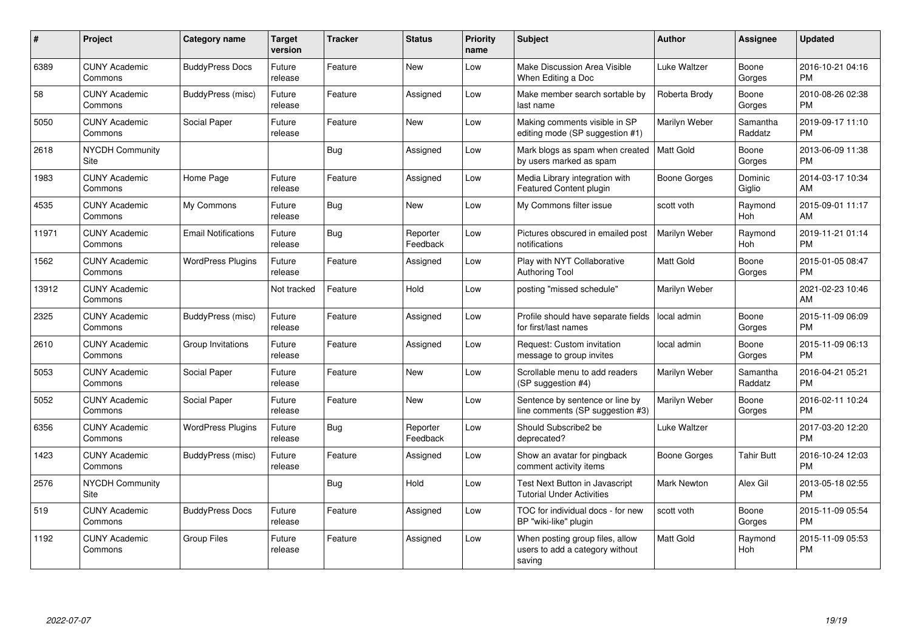| # | Project | Category name | Target version | Tracker | Status | Priority name | Subject | Author | Assignee | Updated |
|---|---|---|---|---|---|---|---|---|---|---|
| 6389 | CUNY Academic Commons | BuddyPress Docs | Future release | Feature | New | Low | Make Discussion Area Visible When Editing a Doc | Luke Waltzer | Boone Gorges | 2016-10-21 04:16 PM |
| 58 | CUNY Academic Commons | BuddyPress (misc) | Future release | Feature | Assigned | Low | Make member search sortable by last name | Roberta Brody | Boone Gorges | 2010-08-26 02:38 PM |
| 5050 | CUNY Academic Commons | Social Paper | Future release | Feature | New | Low | Making comments visible in SP editing mode (SP suggestion #1) | Marilyn Weber | Samantha Raddatz | 2019-09-17 11:10 PM |
| 2618 | NYCDH Community Site | | | Bug | Assigned | Low | Mark blogs as spam when created by users marked as spam | Matt Gold | Boone Gorges | 2013-06-09 11:38 PM |
| 1983 | CUNY Academic Commons | Home Page | Future release | Feature | Assigned | Low | Media Library integration with Featured Content plugin | Boone Gorges | Dominic Giglio | 2014-03-17 10:34 AM |
| 4535 | CUNY Academic Commons | My Commons | Future release | Bug | New | Low | My Commons filter issue | scott voth | Raymond Hoh | 2015-09-01 11:17 AM |
| 11971 | CUNY Academic Commons | Email Notifications | Future release | Bug | Reporter Feedback | Low | Pictures obscured in emailed post notifications | Marilyn Weber | Raymond Hoh | 2019-11-21 01:14 PM |
| 1562 | CUNY Academic Commons | WordPress Plugins | Future release | Feature | Assigned | Low | Play with NYT Collaborative Authoring Tool | Matt Gold | Boone Gorges | 2015-01-05 08:47 PM |
| 13912 | CUNY Academic Commons | | Not tracked | Feature | Hold | Low | posting "missed schedule" | Marilyn Weber | | 2021-02-23 10:46 AM |
| 2325 | CUNY Academic Commons | BuddyPress (misc) | Future release | Feature | Assigned | Low | Profile should have separate fields for first/last names | local admin | Boone Gorges | 2015-11-09 06:09 PM |
| 2610 | CUNY Academic Commons | Group Invitations | Future release | Feature | Assigned | Low | Request: Custom invitation message to group invites | local admin | Boone Gorges | 2015-11-09 06:13 PM |
| 5053 | CUNY Academic Commons | Social Paper | Future release | Feature | New | Low | Scrollable menu to add readers (SP suggestion #4) | Marilyn Weber | Samantha Raddatz | 2016-04-21 05:21 PM |
| 5052 | CUNY Academic Commons | Social Paper | Future release | Feature | New | Low | Sentence by sentence or line by line comments (SP suggestion #3) | Marilyn Weber | Boone Gorges | 2016-02-11 10:24 PM |
| 6356 | CUNY Academic Commons | WordPress Plugins | Future release | Bug | Reporter Feedback | Low | Should Subscribe2 be deprecated? | Luke Waltzer | | 2017-03-20 12:20 PM |
| 1423 | CUNY Academic Commons | BuddyPress (misc) | Future release | Feature | Assigned | Low | Show an avatar for pingback comment activity items | Boone Gorges | Tahir Butt | 2016-10-24 12:03 PM |
| 2576 | NYCDH Community Site | | | Bug | Hold | Low | Test Next Button in Javascript Tutorial Under Activities | Mark Newton | Alex Gil | 2013-05-18 02:55 PM |
| 519 | CUNY Academic Commons | BuddyPress Docs | Future release | Feature | Assigned | Low | TOC for individual docs - for new BP "wiki-like" plugin | scott voth | Boone Gorges | 2015-11-09 05:54 PM |
| 1192 | CUNY Academic Commons | Group Files | Future release | Feature | Assigned | Low | When posting group files, allow users to add a category without saving | Matt Gold | Raymond Hoh | 2015-11-09 05:53 PM |